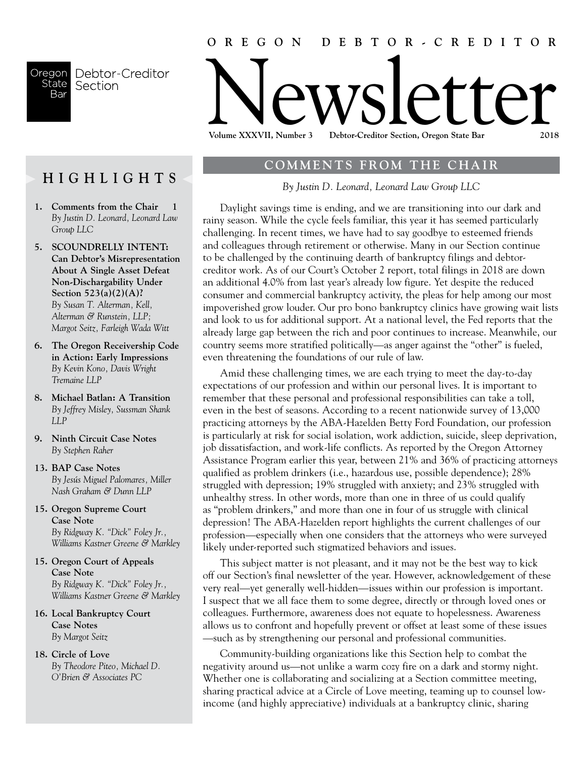Oregon State Bar Debtor-Creditor Section

# OREGON DEBTOR-CREDITOR Newsletter

Volume XXXVII, Number 3 Debtor-Creditor Section, Oregon State Bar 2018

## HIGHLIGHTS

1. **Comments from the Chair** 1
   *By Justin D. Leonard, Leonard Law Group LLC*
5. **SCOUNDRELLY INTENT: Can Debtor's Misrepresentation About A Single Asset Defeat Non-Dischargability Under Section 523(a)(2)(A)?**
   *By Susan T. Alterman, Kell, Alterman & Runstein, LLP; Margot Seitz, Farleigh Wada Witt*
6. **The Oregon Receivership Code in Action: Early Impressions**
   *By Kevin Kono, Davis Wright Tremaine LLP*
8. **Michael Batlan: A Transition**
   *By Jeffrey Misley, Sussman Shank LLP*
9. **Ninth Circuit Case Notes**
   *By Stephen Raher*
13. **BAP Case Notes**
   *By Jesús Miguel Palomares, Miller Nash Graham & Dunn LLP*
15. **Oregon Supreme Court Case Note**
   *By Ridgway K. "Dick" Foley Jr., Williams Kastner Greene & Markley*
15. **Oregon Court of Appeals Case Note**
   *By Ridgway K. "Dick" Foley Jr., Williams Kastner Greene & Markley*
16. **Local Bankruptcy Court Case Notes**
   *By Margot Seitz*
18. **Circle of Love**
   *By Theodore Piteo, Michael D. O'Brien & Associates PC*

## COMMENTS FROM THE CHAIR

*By Justin D. Leonard, Leonard Law Group LLC*

Daylight savings time is ending, and we are transitioning into our dark and rainy season. While the cycle feels familiar, this year it has seemed particularly challenging. In recent times, we have had to say goodbye to esteemed friends and colleagues through retirement or otherwise. Many in our Section continue to be challenged by the continuing dearth of bankruptcy filings and debtor-creditor work. As of our Court's October 2 report, total filings in 2018 are down an additional 4.0% from last year's already low figure. Yet despite the reduced consumer and commercial bankruptcy activity, the pleas for help among our most impoverished grow louder. Our pro bono bankruptcy clinics have growing wait lists and look to us for additional support. At a national level, the Fed reports that the already large gap between the rich and poor continues to increase. Meanwhile, our country seems more stratified politically—as anger against the "other" is fueled, even threatening the foundations of our rule of law.

Amid these challenging times, we are each trying to meet the day-to-day expectations of our profession and within our personal lives. It is important to remember that these personal and professional responsibilities can take a toll, even in the best of seasons. According to a recent nationwide survey of 13,000 practicing attorneys by the ABA-Hazelden Betty Ford Foundation, our profession is particularly at risk for social isolation, work addiction, suicide, sleep deprivation, job dissatisfaction, and work-life conflicts. As reported by the Oregon Attorney Assistance Program earlier this year, between 21% and 36% of practicing attorneys qualified as problem drinkers (i.e., hazardous use, possible dependence); 28% struggled with depression; 19% struggled with anxiety; and 23% struggled with unhealthy stress. In other words, more than one in three of us could qualify as "problem drinkers," and more than one in four of us struggle with clinical depression! The ABA-Hazelden report highlights the current challenges of our profession—especially when one considers that the attorneys who were surveyed likely under-reported such stigmatized behaviors and issues.

This subject matter is not pleasant, and it may not be the best way to kick off our Section's final newsletter of the year. However, acknowledgement of these very real—yet generally well-hidden—issues within our profession is important. I suspect that we all face them to some degree, directly or through loved ones or colleagues. Furthermore, awareness does not equate to hopelessness. Awareness allows us to confront and hopefully prevent or offset at least some of these issues—such as by strengthening our personal and professional communities.

Community-building organizations like this Section help to combat the negativity around us—not unlike a warm cozy fire on a dark and stormy night. Whether one is collaborating and socializing at a Section committee meeting, sharing practical advice at a Circle of Love meeting, teaming up to counsel low-income (and highly appreciative) individuals at a bankruptcy clinic, sharing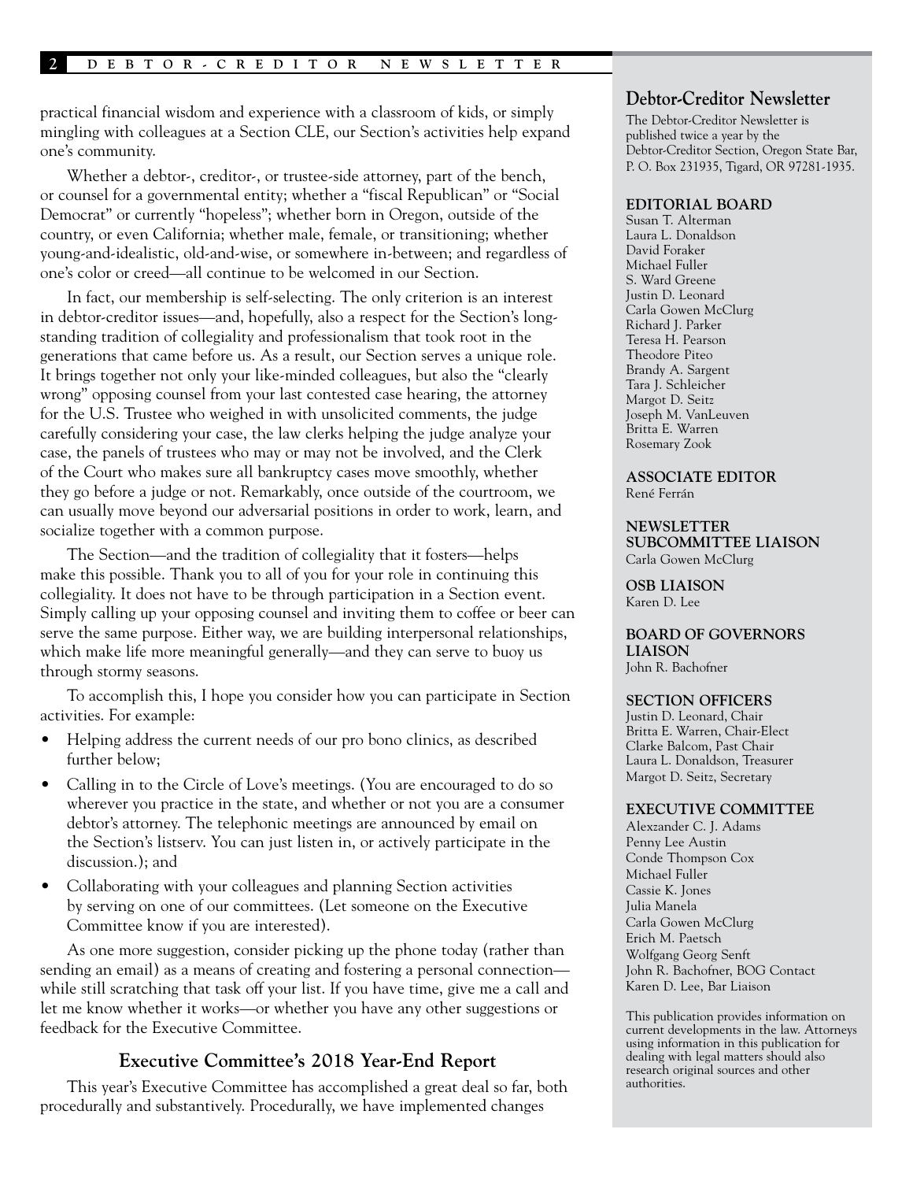practical financial wisdom and experience with a classroom of kids, or simply mingling with colleagues at a Section CLE, our Section's activities help expand one's community.

Whether a debtor-, creditor-, or trustee-side attorney, part of the bench, or counsel for a governmental entity; whether a "fiscal Republican" or "Social Democrat" or currently "hopeless"; whether born in Oregon, outside of the country, or even California; whether male, female, or transitioning; whether young-and-idealistic, old-and-wise, or somewhere in-between; and regardless of one's color or creed—all continue to be welcomed in our Section.

In fact, our membership is self-selecting. The only criterion is an interest in debtor-creditor issues—and, hopefully, also a respect for the Section's long-standing tradition of collegiality and professionalism that took root in the generations that came before us. As a result, our Section serves a unique role. It brings together not only your like-minded colleagues, but also the "clearly wrong" opposing counsel from your last contested case hearing, the attorney for the U.S. Trustee who weighed in with unsolicited comments, the judge carefully considering your case, the law clerks helping the judge analyze your case, the panels of trustees who may or may not be involved, and the Clerk of the Court who makes sure all bankruptcy cases move smoothly, whether they go before a judge or not. Remarkably, once outside of the courtroom, we can usually move beyond our adversarial positions in order to work, learn, and socialize together with a common purpose.

The Section—and the tradition of collegiality that it fosters—helps make this possible. Thank you to all of you for your role in continuing this collegiality. It does not have to be through participation in a Section event. Simply calling up your opposing counsel and inviting them to coffee or beer can serve the same purpose. Either way, we are building interpersonal relationships, which make life more meaningful generally—and they can serve to buoy us through stormy seasons.

To accomplish this, I hope you consider how you can participate in Section activities. For example:

- Helping address the current needs of our pro bono clinics, as described further below;
- Calling in to the Circle of Love's meetings. (You are encouraged to do so wherever you practice in the state, and whether or not you are a consumer debtor's attorney. The telephonic meetings are announced by email on the Section's listserv. You can just listen in, or actively participate in the discussion.); and
- Collaborating with your colleagues and planning Section activities by serving on one of our committees. (Let someone on the Executive Committee know if you are interested).

As one more suggestion, consider picking up the phone today (rather than sending an email) as a means of creating and fostering a personal connection—while still scratching that task off your list. If you have time, give me a call and let me know whether it works—or whether you have any other suggestions or feedback for the Executive Committee.

## Executive Committee's 2018 Year-End Report

This year's Executive Committee has accomplished a great deal so far, both procedurally and substantively. Procedurally, we have implemented changes

## Debtor-Creditor Newsletter

The Debtor-Creditor Newsletter is published twice a year by the Debtor-Creditor Section, Oregon State Bar, P. O. Box 231935, Tigard, OR 97281-1935.

**EDITORIAL BOARD**
Susan T. Alterman
Laura L. Donaldson
David Foraker
Michael Fuller
S. Ward Greene
Justin D. Leonard
Carla Gowen McClurg
Richard J. Parker
Teresa H. Pearson
Theodore Piteo
Brandy A. Sargent
Tara J. Schleicher
Margot D. Seitz
Joseph M. VanLeuven
Britta E. Warren
Rosemary Zook

**ASSOCIATE EDITOR**
René Ferrán

**NEWSLETTER SUBCOMMITTEE LIAISON**
Carla Gowen McClurg

**OSB LIAISON**
Karen D. Lee

**BOARD OF GOVERNORS LIAISON**
John R. Bachofner

**SECTION OFFICERS**
Justin D. Leonard, Chair
Britta E. Warren, Chair-Elect
Clarke Balcom, Past Chair
Laura L. Donaldson, Treasurer
Margot D. Seitz, Secretary

**EXECUTIVE COMMITTEE**
Alexzander C. J. Adams
Penny Lee Austin
Conde Thompson Cox
Michael Fuller
Cassie K. Jones
Julia Manela
Carla Gowen McClurg
Erich M. Paetsch
Wolfgang Georg Senft
John R. Bachofner, BOG Contact
Karen D. Lee, Bar Liaison

This publication provides information on current developments in the law. Attorneys using information in this publication for dealing with legal matters should also research original sources and other authorities.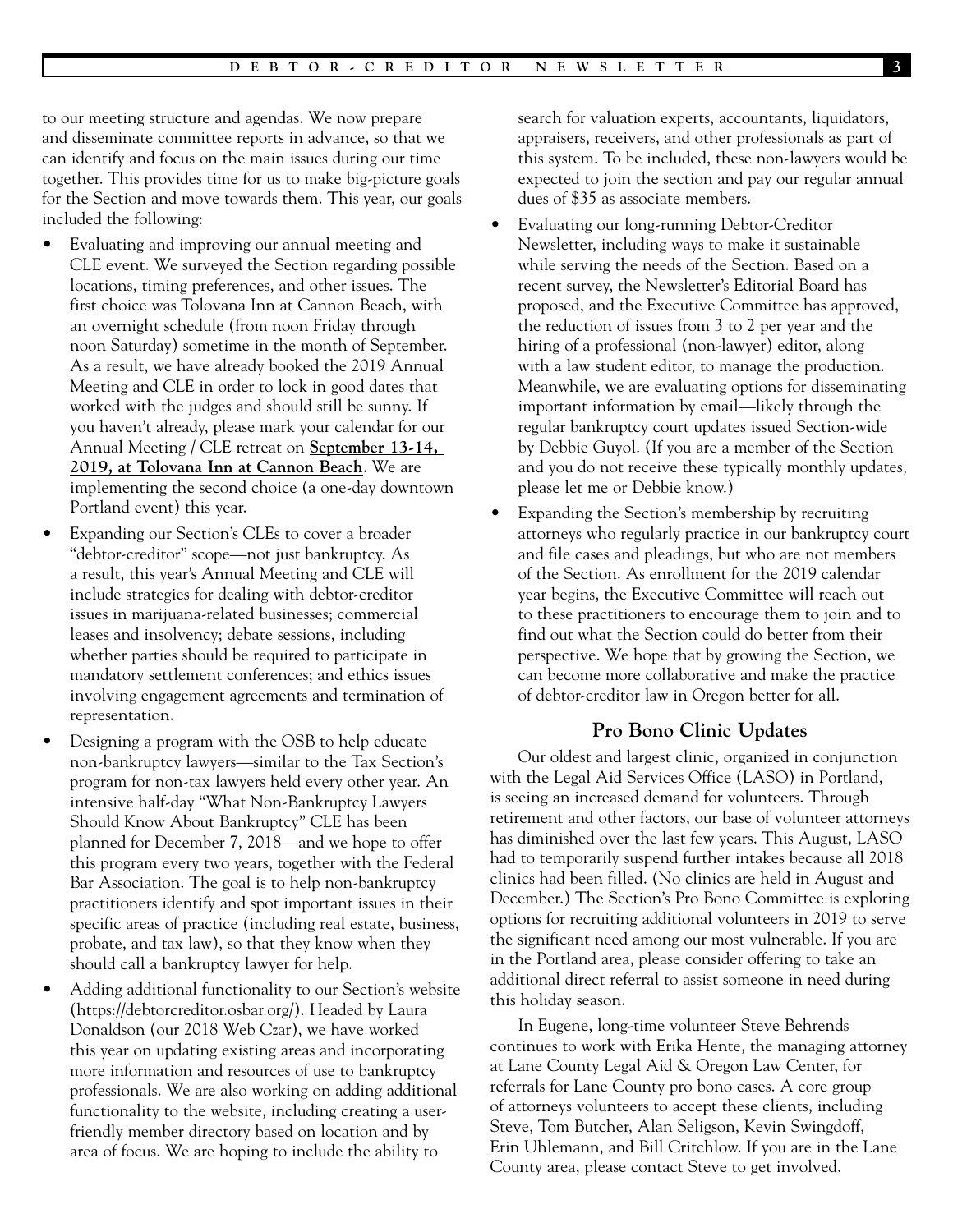to our meeting structure and agendas. We now prepare and disseminate committee reports in advance, so that we can identify and focus on the main issues during our time together. This provides time for us to make big-picture goals for the Section and move towards them. This year, our goals included the following:

- Evaluating and improving our annual meeting and CLE event. We surveyed the Section regarding possible locations, timing preferences, and other issues. The first choice was Tolovana Inn at Cannon Beach, with an overnight schedule (from noon Friday through noon Saturday) sometime in the month of September. As a result, we have already booked the 2019 Annual Meeting and CLE in order to lock in good dates that worked with the judges and should still be sunny. If you haven't already, please mark your calendar for our Annual Meeting / CLE retreat on **September 13-14, 2019, at Tolovana Inn at Cannon Beach**. We are implementing the second choice (a one-day downtown Portland event) this year.
- Expanding our Section's CLEs to cover a broader "debtor-creditor" scope—not just bankruptcy. As a result, this year's Annual Meeting and CLE will include strategies for dealing with debtor-creditor issues in marijuana-related businesses; commercial leases and insolvency; debate sessions, including whether parties should be required to participate in mandatory settlement conferences; and ethics issues involving engagement agreements and termination of representation.
- Designing a program with the OSB to help educate non-bankruptcy lawyers—similar to the Tax Section's program for non-tax lawyers held every other year. An intensive half-day "What Non-Bankruptcy Lawyers Should Know About Bankruptcy" CLE has been planned for December 7, 2018—and we hope to offer this program every two years, together with the Federal Bar Association. The goal is to help non-bankruptcy practitioners identify and spot important issues in their specific areas of practice (including real estate, business, probate, and tax law), so that they know when they should call a bankruptcy lawyer for help.
- Adding additional functionality to our Section's website (https://debtorcreditor.osbar.org/). Headed by Laura Donaldson (our 2018 Web Czar), we have worked this year on updating existing areas and incorporating more information and resources of use to bankruptcy professionals. We are also working on adding additional functionality to the website, including creating a user-friendly member directory based on location and by area of focus. We are hoping to include the ability to search for valuation experts, accountants, liquidators, appraisers, receivers, and other professionals as part of this system. To be included, these non-lawyers would be expected to join the section and pay our regular annual dues of $35 as associate members.
- Evaluating our long-running Debtor-Creditor Newsletter, including ways to make it sustainable while serving the needs of the Section. Based on a recent survey, the Newsletter's Editorial Board has proposed, and the Executive Committee has approved, the reduction of issues from 3 to 2 per year and the hiring of a professional (non-lawyer) editor, along with a law student editor, to manage the production. Meanwhile, we are evaluating options for disseminating important information by email—likely through the regular bankruptcy court updates issued Section-wide by Debbie Guyol. (If you are a member of the Section and you do not receive these typically monthly updates, please let me or Debbie know.)
- Expanding the Section's membership by recruiting attorneys who regularly practice in our bankruptcy court and file cases and pleadings, but who are not members of the Section. As enrollment for the 2019 calendar year begins, the Executive Committee will reach out to these practitioners to encourage them to join and to find out what the Section could do better from their perspective. We hope that by growing the Section, we can become more collaborative and make the practice of debtor-creditor law in Oregon better for all.

## Pro Bono Clinic Updates

Our oldest and largest clinic, organized in conjunction with the Legal Aid Services Office (LASO) in Portland, is seeing an increased demand for volunteers. Through retirement and other factors, our base of volunteer attorneys has diminished over the last few years. This August, LASO had to temporarily suspend further intakes because all 2018 clinics had been filled. (No clinics are held in August and December.) The Section's Pro Bono Committee is exploring options for recruiting additional volunteers in 2019 to serve the significant need among our most vulnerable. If you are in the Portland area, please consider offering to take an additional direct referral to assist someone in need during this holiday season.

In Eugene, long-time volunteer Steve Behrends continues to work with Erika Hente, the managing attorney at Lane County Legal Aid & Oregon Law Center, for referrals for Lane County pro bono cases. A core group of attorneys volunteers to accept these clients, including Steve, Tom Butcher, Alan Seligson, Kevin Swingdoff, Erin Uhlemann, and Bill Critchlow. If you are in the Lane County area, please contact Steve to get involved.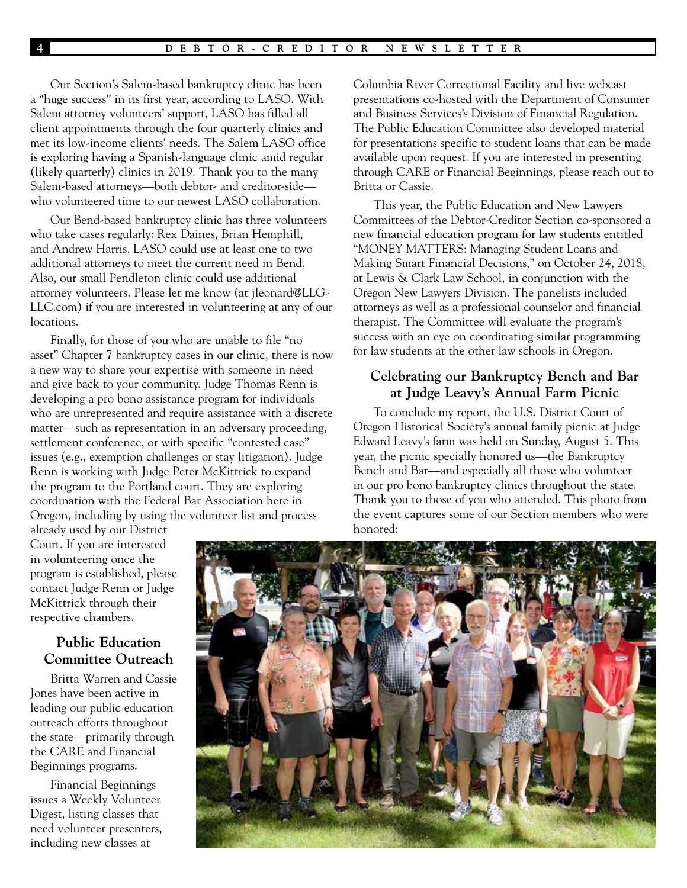Our Section's Salem-based bankruptcy clinic has been a "huge success" in its first year, according to LASO. With Salem attorney volunteers' support, LASO has filled all client appointments through the four quarterly clinics and met its low-income clients' needs. The Salem LASO office is exploring having a Spanish-language clinic amid regular (likely quarterly) clinics in 2019. Thank you to the many Salem-based attorneys—both debtor- and creditor-side—who volunteered time to our newest LASO collaboration.

Our Bend-based bankruptcy clinic has three volunteers who take cases regularly: Rex Daines, Brian Hemphill, and Andrew Harris. LASO could use at least one to two additional attorneys to meet the current need in Bend. Also, our small Pendleton clinic could use additional attorney volunteers. Please let me know (at jleonard@LLG-LLC.com) if you are interested in volunteering at any of our locations.

Finally, for those of you who are unable to file "no asset" Chapter 7 bankruptcy cases in our clinic, there is now a new way to share your expertise with someone in need and give back to your community. Judge Thomas Renn is developing a pro bono assistance program for individuals who are unrepresented and require assistance with a discrete matter—such as representation in an adversary proceeding, settlement conference, or with specific "contested case" issues (e.g., exemption challenges or stay litigation). Judge Renn is working with Judge Peter McKittrick to expand the program to the Portland court. They are exploring coordination with the Federal Bar Association here in Oregon, including by using the volunteer list and process already used by our District Court. If you are interested in volunteering once the program is established, please contact Judge Renn or Judge McKittrick through their respective chambers.

## Public Education Committee Outreach

Britta Warren and Cassie Jones have been active in leading our public education outreach efforts throughout the state—primarily through the CARE and Financial Beginnings programs.

Financial Beginnings issues a Weekly Volunteer Digest, listing classes that need volunteer presenters, including new classes at Columbia River Correctional Facility and live webcast presentations co-hosted with the Department of Consumer and Business Services's Division of Financial Regulation. The Public Education Committee also developed material for presentations specific to student loans that can be made available upon request. If you are interested in presenting through CARE or Financial Beginnings, please reach out to Britta or Cassie.

This year, the Public Education and New Lawyers Committees of the Debtor-Creditor Section co-sponsored a new financial education program for law students entitled "MONEY MATTERS: Managing Student Loans and Making Smart Financial Decisions," on October 24, 2018, at Lewis & Clark Law School, in conjunction with the Oregon New Lawyers Division. The panelists included attorneys as well as a professional counselor and financial therapist. The Committee will evaluate the program's success with an eye on coordinating similar programming for law students at the other law schools in Oregon.

## Celebrating our Bankruptcy Bench and Bar at Judge Leavy's Annual Farm Picnic

To conclude my report, the U.S. District Court of Oregon Historical Society's annual family picnic at Judge Edward Leavy's farm was held on Sunday, August 5. This year, the picnic specially honored us—the Bankruptcy Bench and Bar—and especially all those who volunteer in our pro bono bankruptcy clinics throughout the state. Thank you to those of you who attended. This photo from the event captures some of our Section members who were honored: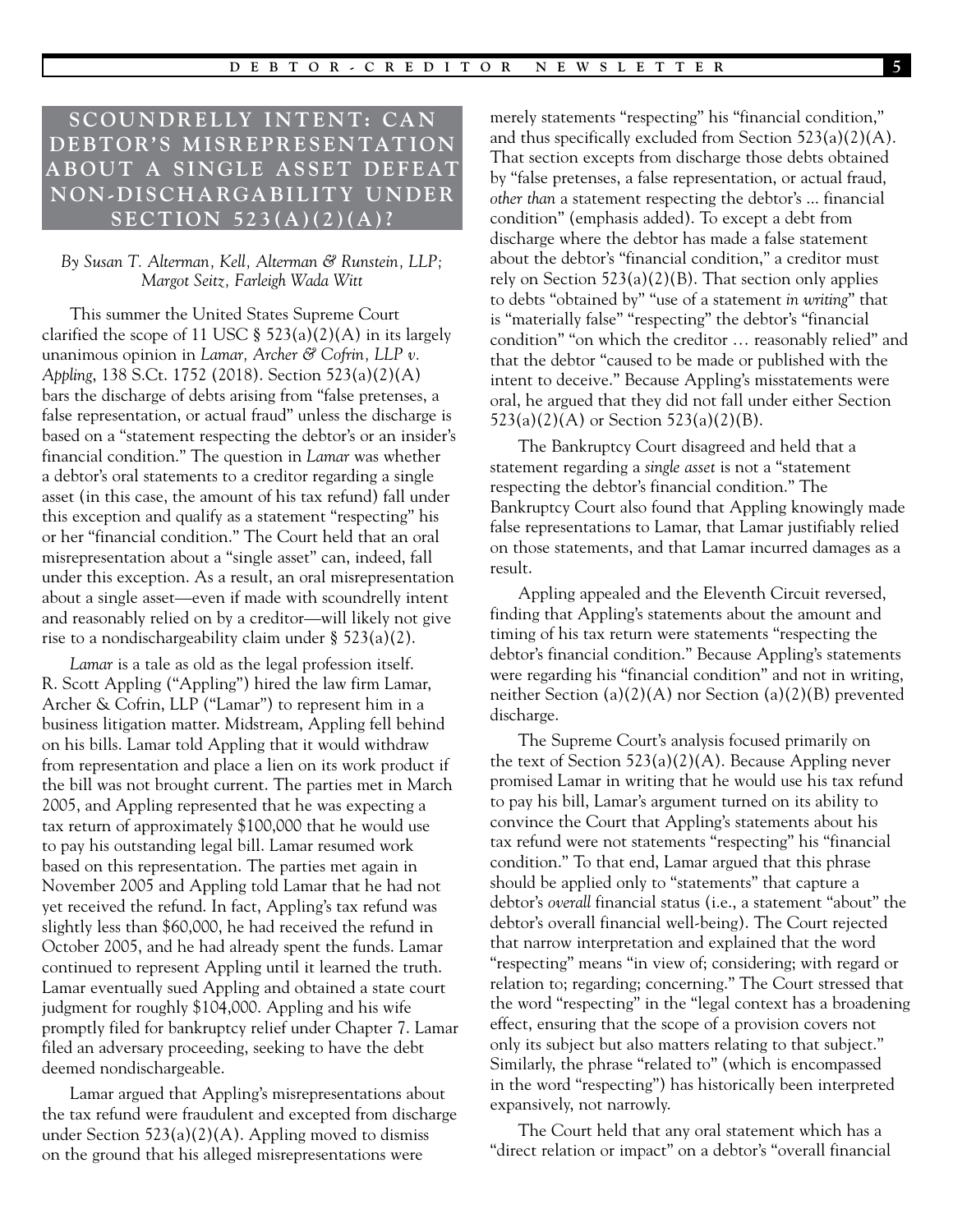## SCOUNDRELLY INTENT: CAN DEBTOR'S MISREPRESENTATION ABOUT A SINGLE ASSET DEFEAT NON-DISCHARGABILITY UNDER SECTION 523(A)(2)(A)?

*By Susan T. Alterman, Kell, Alterman & Runstein, LLP; Margot Seitz, Farleigh Wada Witt*

This summer the United States Supreme Court clarified the scope of 11 USC § 523(a)(2)(A) in its largely unanimous opinion in *Lamar, Archer & Cofrin, LLP v. Appling*, 138 S.Ct. 1752 (2018). Section 523(a)(2)(A) bars the discharge of debts arising from "false pretenses, a false representation, or actual fraud" unless the discharge is based on a "statement respecting the debtor's or an insider's financial condition." The question in *Lamar* was whether a debtor's oral statements to a creditor regarding a single asset (in this case, the amount of his tax refund) fall under this exception and qualify as a statement "respecting" his or her "financial condition." The Court held that an oral misrepresentation about a "single asset" can, indeed, fall under this exception. As a result, an oral misrepresentation about a single asset—even if made with scoundrelly intent and reasonably relied on by a creditor—will likely not give rise to a nondischargeability claim under § 523(a)(2).

*Lamar* is a tale as old as the legal profession itself. R. Scott Appling ("Appling") hired the law firm Lamar, Archer & Cofrin, LLP ("Lamar") to represent him in a business litigation matter. Midstream, Appling fell behind on his bills. Lamar told Appling that it would withdraw from representation and place a lien on its work product if the bill was not brought current. The parties met in March 2005, and Appling represented that he was expecting a tax return of approximately $100,000 that he would use to pay his outstanding legal bill. Lamar resumed work based on this representation. The parties met again in November 2005 and Appling told Lamar that he had not yet received the refund. In fact, Appling's tax refund was slightly less than $60,000, he had received the refund in October 2005, and he had already spent the funds. Lamar continued to represent Appling until it learned the truth. Lamar eventually sued Appling and obtained a state court judgment for roughly $104,000. Appling and his wife promptly filed for bankruptcy relief under Chapter 7. Lamar filed an adversary proceeding, seeking to have the debt deemed nondischargeable.

Lamar argued that Appling's misrepresentations about the tax refund were fraudulent and excepted from discharge under Section 523(a)(2)(A). Appling moved to dismiss on the ground that his alleged misrepresentations were merely statements "respecting" his "financial condition," and thus specifically excluded from Section 523(a)(2)(A). That section excepts from discharge those debts obtained by "false pretenses, a false representation, or actual fraud, *other than* a statement respecting the debtor's ... financial condition" (emphasis added). To except a debt from discharge where the debtor has made a false statement about the debtor's "financial condition," a creditor must rely on Section 523(a)(2)(B). That section only applies to debts "obtained by" "use of a statement *in writing*" that is "materially false" "respecting" the debtor's "financial condition" "on which the creditor … reasonably relied" and that the debtor "caused to be made or published with the intent to deceive." Because Appling's misstatements were oral, he argued that they did not fall under either Section 523(a)(2)(A) or Section 523(a)(2)(B).

The Bankruptcy Court disagreed and held that a statement regarding a *single asset* is not a "statement respecting the debtor's financial condition." The Bankruptcy Court also found that Appling knowingly made false representations to Lamar, that Lamar justifiably relied on those statements, and that Lamar incurred damages as a result.

Appling appealed and the Eleventh Circuit reversed, finding that Appling's statements about the amount and timing of his tax return were statements "respecting the debtor's financial condition." Because Appling's statements were regarding his "financial condition" and not in writing, neither Section (a)(2)(A) nor Section (a)(2)(B) prevented discharge.

The Supreme Court's analysis focused primarily on the text of Section 523(a)(2)(A). Because Appling never promised Lamar in writing that he would use his tax refund to pay his bill, Lamar's argument turned on its ability to convince the Court that Appling's statements about his tax refund were not statements "respecting" his "financial condition." To that end, Lamar argued that this phrase should be applied only to "statements" that capture a debtor's *overall* financial status (i.e., a statement "about" the debtor's overall financial well-being). The Court rejected that narrow interpretation and explained that the word "respecting" means "in view of; considering; with regard or relation to; regarding; concerning." The Court stressed that the word "respecting" in the "legal context has a broadening effect, ensuring that the scope of a provision covers not only its subject but also matters relating to that subject." Similarly, the phrase "related to" (which is encompassed in the word "respecting") has historically been interpreted expansively, not narrowly.

The Court held that any oral statement which has a "direct relation or impact" on a debtor's "overall financial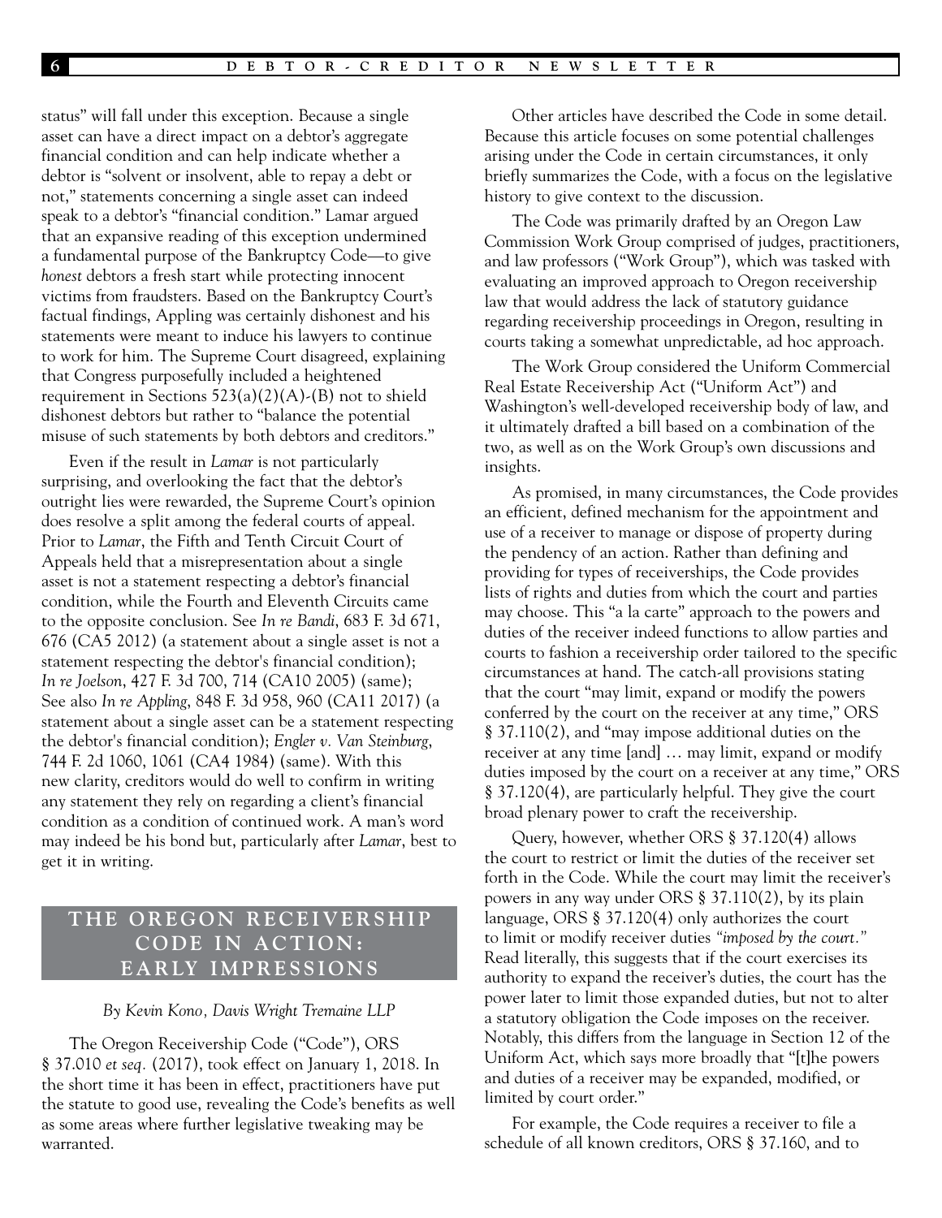status" will fall under this exception. Because a single asset can have a direct impact on a debtor's aggregate financial condition and can help indicate whether a debtor is "solvent or insolvent, able to repay a debt or not," statements concerning a single asset can indeed speak to a debtor's "financial condition." Lamar argued that an expansive reading of this exception undermined a fundamental purpose of the Bankruptcy Code—to give *honest* debtors a fresh start while protecting innocent victims from fraudsters. Based on the Bankruptcy Court's factual findings, Appling was certainly dishonest and his statements were meant to induce his lawyers to continue to work for him. The Supreme Court disagreed, explaining that Congress purposefully included a heightened requirement in Sections 523(a)(2)(A)-(B) not to shield dishonest debtors but rather to "balance the potential misuse of such statements by both debtors and creditors."

Even if the result in *Lamar* is not particularly surprising, and overlooking the fact that the debtor's outright lies were rewarded, the Supreme Court's opinion does resolve a split among the federal courts of appeal. Prior to *Lamar*, the Fifth and Tenth Circuit Court of Appeals held that a misrepresentation about a single asset is not a statement respecting a debtor's financial condition, while the Fourth and Eleventh Circuits came to the opposite conclusion. See *In re Bandi*, 683 F. 3d 671, 676 (CA5 2012) (a statement about a single asset is not a statement respecting the debtor's financial condition); *In re Joelson*, 427 F. 3d 700, 714 (CA10 2005) (same); See also *In re Appling*, 848 F. 3d 958, 960 (CA11 2017) (a statement about a single asset can be a statement respecting the debtor's financial condition); *Engler v. Van Steinburg*, 744 F. 2d 1060, 1061 (CA4 1984) (same). With this new clarity, creditors would do well to confirm in writing any statement they rely on regarding a client's financial condition as a condition of continued work. A man's word may indeed be his bond but, particularly after *Lamar*, best to get it in writing.

## THE OREGON RECEIVERSHIP CODE IN ACTION: EARLY IMPRESSIONS

*By Kevin Kono, Davis Wright Tremaine LLP*

The Oregon Receivership Code ("Code"), ORS § 37.010 *et seq.* (2017), took effect on January 1, 2018. In the short time it has been in effect, practitioners have put the statute to good use, revealing the Code's benefits as well as some areas where further legislative tweaking may be warranted.

Other articles have described the Code in some detail. Because this article focuses on some potential challenges arising under the Code in certain circumstances, it only briefly summarizes the Code, with a focus on the legislative history to give context to the discussion.

The Code was primarily drafted by an Oregon Law Commission Work Group comprised of judges, practitioners, and law professors ("Work Group"), which was tasked with evaluating an improved approach to Oregon receivership law that would address the lack of statutory guidance regarding receivership proceedings in Oregon, resulting in courts taking a somewhat unpredictable, ad hoc approach.

The Work Group considered the Uniform Commercial Real Estate Receivership Act ("Uniform Act") and Washington's well-developed receivership body of law, and it ultimately drafted a bill based on a combination of the two, as well as on the Work Group's own discussions and insights.

As promised, in many circumstances, the Code provides an efficient, defined mechanism for the appointment and use of a receiver to manage or dispose of property during the pendency of an action. Rather than defining and providing for types of receiverships, the Code provides lists of rights and duties from which the court and parties may choose. This "a la carte" approach to the powers and duties of the receiver indeed functions to allow parties and courts to fashion a receivership order tailored to the specific circumstances at hand. The catch-all provisions stating that the court "may limit, expand or modify the powers conferred by the court on the receiver at any time," ORS § 37.110(2), and "may impose additional duties on the receiver at any time [and] … may limit, expand or modify duties imposed by the court on a receiver at any time," ORS § 37.120(4), are particularly helpful. They give the court broad plenary power to craft the receivership.

Query, however, whether ORS § 37.120(4) allows the court to restrict or limit the duties of the receiver set forth in the Code. While the court may limit the receiver's powers in any way under ORS § 37.110(2), by its plain language, ORS § 37.120(4) only authorizes the court to limit or modify receiver duties *"imposed by the court."* Read literally, this suggests that if the court exercises its authority to expand the receiver's duties, the court has the power later to limit those expanded duties, but not to alter a statutory obligation the Code imposes on the receiver. Notably, this differs from the language in Section 12 of the Uniform Act, which says more broadly that "[t]he powers and duties of a receiver may be expanded, modified, or limited by court order."

For example, the Code requires a receiver to file a schedule of all known creditors, ORS § 37.160, and to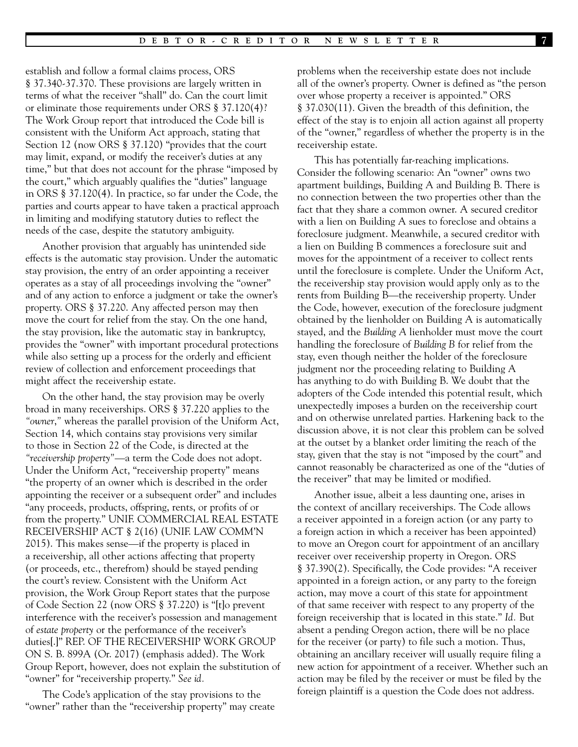establish and follow a formal claims process, ORS § 37.340-37.370. These provisions are largely written in terms of what the receiver "shall" do. Can the court limit or eliminate those requirements under ORS § 37.120(4)? The Work Group report that introduced the Code bill is consistent with the Uniform Act approach, stating that Section 12 (now ORS § 37.120) "provides that the court may limit, expand, or modify the receiver's duties at any time," but that does not account for the phrase "imposed by the court," which arguably qualifies the "duties" language in ORS § 37.120(4). In practice, so far under the Code, the parties and courts appear to have taken a practical approach in limiting and modifying statutory duties to reflect the needs of the case, despite the statutory ambiguity.

Another provision that arguably has unintended side effects is the automatic stay provision. Under the automatic stay provision, the entry of an order appointing a receiver operates as a stay of all proceedings involving the "owner" and of any action to enforce a judgment or take the owner's property. ORS § 37.220. Any affected person may then move the court for relief from the stay. On the one hand, the stay provision, like the automatic stay in bankruptcy, provides the "owner" with important procedural protections while also setting up a process for the orderly and efficient review of collection and enforcement proceedings that might affect the receivership estate.

On the other hand, the stay provision may be overly broad in many receiverships. ORS § 37.220 applies to the *"owner,"* whereas the parallel provision of the Uniform Act, Section 14, which contains stay provisions very similar to those in Section 22 of the Code, is directed at the *"receivership property"*—a term the Code does not adopt. Under the Uniform Act, "receivership property" means "the property of an owner which is described in the order appointing the receiver or a subsequent order" and includes "any proceeds, products, offspring, rents, or profits of or from the property." UNIF. COMMERCIAL REAL ESTATE RECEIVERSHIP ACT § 2(16) (UNIF. LAW COMM'N 2015). This makes sense—if the property is placed in a receivership, all other actions affecting that property (or proceeds, etc., therefrom) should be stayed pending the court's review. Consistent with the Uniform Act provision, the Work Group Report states that the purpose of Code Section 22 (now ORS § 37.220) is "[t]o prevent interference with the receiver's possession and management of *estate property* or the performance of the receiver's duties[.]" REP. OF THE RECEIVERSHIP WORK GROUP ON S. B. 899A (Or. 2017) (emphasis added). The Work Group Report, however, does not explain the substitution of "owner" for "receivership property." *See id.*

The Code's application of the stay provisions to the "owner" rather than the "receivership property" may create problems when the receivership estate does not include all of the owner's property. Owner is defined as "the person over whose property a receiver is appointed." ORS § 37.030(11). Given the breadth of this definition, the effect of the stay is to enjoin all action against all property of the "owner," regardless of whether the property is in the receivership estate.

This has potentially far-reaching implications. Consider the following scenario: An "owner" owns two apartment buildings, Building A and Building B. There is no connection between the two properties other than the fact that they share a common owner. A secured creditor with a lien on Building A sues to foreclose and obtains a foreclosure judgment. Meanwhile, a secured creditor with a lien on Building B commences a foreclosure suit and moves for the appointment of a receiver to collect rents until the foreclosure is complete. Under the Uniform Act, the receivership stay provision would apply only as to the rents from Building B—the receivership property. Under the Code, however, execution of the foreclosure judgment obtained by the lienholder on Building A is automatically stayed, and the *Building A* lienholder must move the court handling the foreclosure of *Building B* for relief from the stay, even though neither the holder of the foreclosure judgment nor the proceeding relating to Building A has anything to do with Building B. We doubt that the adopters of the Code intended this potential result, which unexpectedly imposes a burden on the receivership court and on otherwise unrelated parties. Harkening back to the discussion above, it is not clear this problem can be solved at the outset by a blanket order limiting the reach of the stay, given that the stay is not "imposed by the court" and cannot reasonably be characterized as one of the "duties of the receiver" that may be limited or modified.

Another issue, albeit a less daunting one, arises in the context of ancillary receiverships. The Code allows a receiver appointed in a foreign action (or any party to a foreign action in which a receiver has been appointed) to move an Oregon court for appointment of an ancillary receiver over receivership property in Oregon. ORS § 37.390(2). Specifically, the Code provides: "A receiver appointed in a foreign action, or any party to the foreign action, may move a court of this state for appointment of that same receiver with respect to any property of the foreign receivership that is located in this state." *Id.* But absent a pending Oregon action, there will be no place for the receiver (or party) to file such a motion. Thus, obtaining an ancillary receiver will usually require filing a new action for appointment of a receiver. Whether such an action may be filed by the receiver or must be filed by the foreign plaintiff is a question the Code does not address.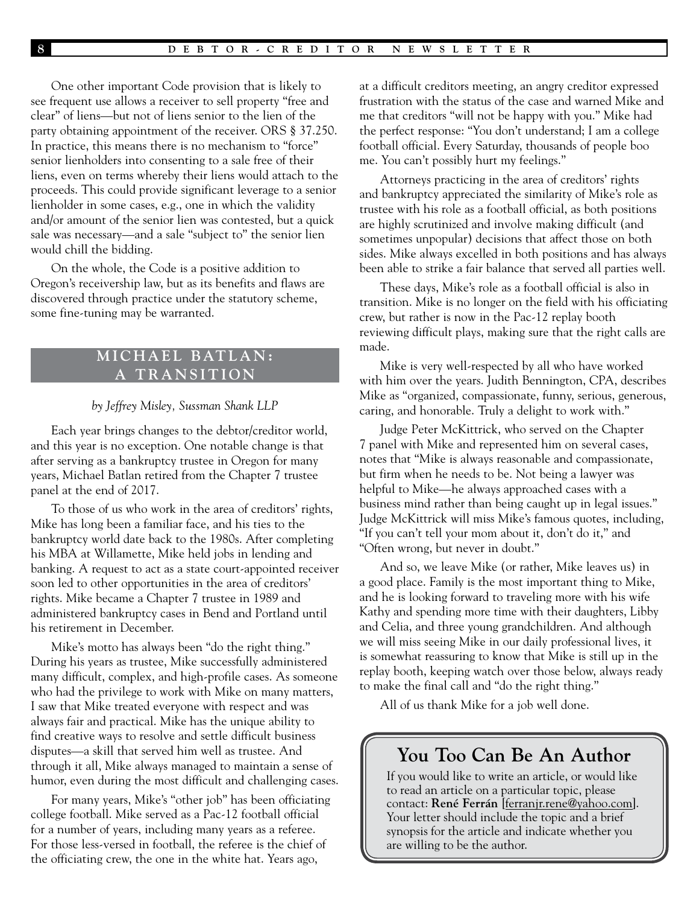One other important Code provision that is likely to see frequent use allows a receiver to sell property "free and clear" of liens—but not of liens senior to the lien of the party obtaining appointment of the receiver. ORS § 37.250. In practice, this means there is no mechanism to "force" senior lienholders into consenting to a sale free of their liens, even on terms whereby their liens would attach to the proceeds. This could provide significant leverage to a senior lienholder in some cases, e.g., one in which the validity and/or amount of the senior lien was contested, but a quick sale was necessary—and a sale "subject to" the senior lien would chill the bidding.

On the whole, the Code is a positive addition to Oregon's receivership law, but as its benefits and flaws are discovered through practice under the statutory scheme, some fine-tuning may be warranted.

## MICHAEL BATLAN: A TRANSITION

*by Jeffrey Misley, Sussman Shank LLP*

Each year brings changes to the debtor/creditor world, and this year is no exception. One notable change is that after serving as a bankruptcy trustee in Oregon for many years, Michael Batlan retired from the Chapter 7 trustee panel at the end of 2017.

To those of us who work in the area of creditors' rights, Mike has long been a familiar face, and his ties to the bankruptcy world date back to the 1980s. After completing his MBA at Willamette, Mike held jobs in lending and banking. A request to act as a state court-appointed receiver soon led to other opportunities in the area of creditors' rights. Mike became a Chapter 7 trustee in 1989 and administered bankruptcy cases in Bend and Portland until his retirement in December.

Mike's motto has always been "do the right thing." During his years as trustee, Mike successfully administered many difficult, complex, and high-profile cases. As someone who had the privilege to work with Mike on many matters, I saw that Mike treated everyone with respect and was always fair and practical. Mike has the unique ability to find creative ways to resolve and settle difficult business disputes—a skill that served him well as trustee. And through it all, Mike always managed to maintain a sense of humor, even during the most difficult and challenging cases.

For many years, Mike's "other job" has been officiating college football. Mike served as a Pac-12 football official for a number of years, including many years as a referee. For those less-versed in football, the referee is the chief of the officiating crew, the one in the white hat. Years ago, at a difficult creditors meeting, an angry creditor expressed frustration with the status of the case and warned Mike and me that creditors "will not be happy with you." Mike had the perfect response: "You don't understand; I am a college football official. Every Saturday, thousands of people boo me. You can't possibly hurt my feelings."

Attorneys practicing in the area of creditors' rights and bankruptcy appreciated the similarity of Mike's role as trustee with his role as a football official, as both positions are highly scrutinized and involve making difficult (and sometimes unpopular) decisions that affect those on both sides. Mike always excelled in both positions and has always been able to strike a fair balance that served all parties well.

These days, Mike's role as a football official is also in transition. Mike is no longer on the field with his officiating crew, but rather is now in the Pac-12 replay booth reviewing difficult plays, making sure that the right calls are made.

Mike is very well-respected by all who have worked with him over the years. Judith Bennington, CPA, describes Mike as "organized, compassionate, funny, serious, generous, caring, and honorable. Truly a delight to work with."

Judge Peter McKittrick, who served on the Chapter 7 panel with Mike and represented him on several cases, notes that "Mike is always reasonable and compassionate, but firm when he needs to be. Not being a lawyer was helpful to Mike—he always approached cases with a business mind rather than being caught up in legal issues." Judge McKittrick will miss Mike's famous quotes, including, "If you can't tell your mom about it, don't do it," and "Often wrong, but never in doubt."

And so, we leave Mike (or rather, Mike leaves us) in a good place. Family is the most important thing to Mike, and he is looking forward to traveling more with his wife Kathy and spending more time with their daughters, Libby and Celia, and three young grandchildren. And although we will miss seeing Mike in our daily professional lives, it is somewhat reassuring to know that Mike is still up in the replay booth, keeping watch over those below, always ready to make the final call and "do the right thing."

All of us thank Mike for a job well done.

## You Too Can Be An Author

If you would like to write an article, or would like to read an article on a particular topic, please contact: **René Ferrán** [ferranjr.rene@yahoo.com]. Your letter should include the topic and a brief synopsis for the article and indicate whether you are willing to be the author.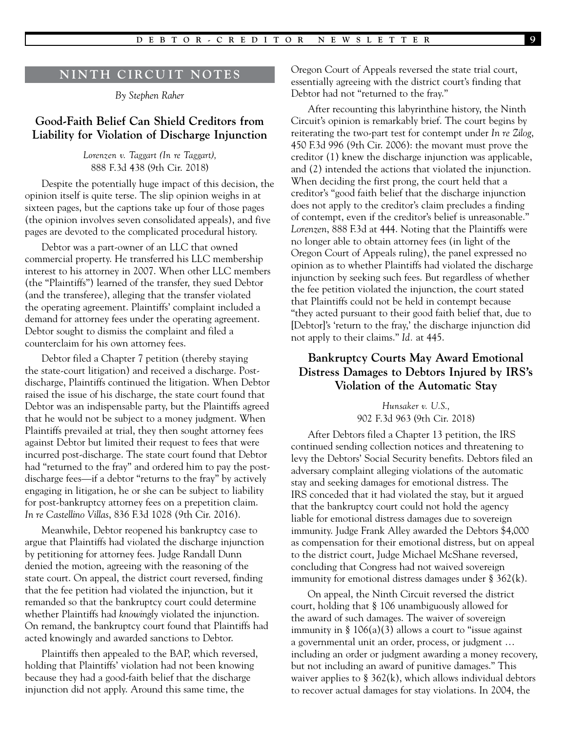## NINTH CIRCUIT NOTES

*By Stephen Raher*

### Good-Faith Belief Can Shield Creditors from Liability for Violation of Discharge Injunction

*Lorenzen v. Taggart (In re Taggart),*
888 F.3d 438 (9th Cir. 2018)

Despite the potentially huge impact of this decision, the opinion itself is quite terse. The slip opinion weighs in at sixteen pages, but the captions take up four of those pages (the opinion involves seven consolidated appeals), and five pages are devoted to the complicated procedural history.

Debtor was a part-owner of an LLC that owned commercial property. He transferred his LLC membership interest to his attorney in 2007. When other LLC members (the "Plaintiffs") learned of the transfer, they sued Debtor (and the transferee), alleging that the transfer violated the operating agreement. Plaintiffs' complaint included a demand for attorney fees under the operating agreement. Debtor sought to dismiss the complaint and filed a counterclaim for his own attorney fees.

Debtor filed a Chapter 7 petition (thereby staying the state-court litigation) and received a discharge. Post-discharge, Plaintiffs continued the litigation. When Debtor raised the issue of his discharge, the state court found that Debtor was an indispensable party, but the Plaintiffs agreed that he would not be subject to a money judgment. When Plaintiffs prevailed at trial, they then sought attorney fees against Debtor but limited their request to fees that were incurred post-discharge. The state court found that Debtor had "returned to the fray" and ordered him to pay the post-discharge fees—if a debtor "returns to the fray" by actively engaging in litigation, he or she can be subject to liability for post-bankruptcy attorney fees on a prepetition claim. *In re Castellino Villas*, 836 F.3d 1028 (9th Cir. 2016).

Meanwhile, Debtor reopened his bankruptcy case to argue that Plaintiffs had violated the discharge injunction by petitioning for attorney fees. Judge Randall Dunn denied the motion, agreeing with the reasoning of the state court. On appeal, the district court reversed, finding that the fee petition had violated the injunction, but it remanded so that the bankruptcy court could determine whether Plaintiffs had *knowingly* violated the injunction. On remand, the bankruptcy court found that Plaintiffs had acted knowingly and awarded sanctions to Debtor.

Plaintiffs then appealed to the BAP, which reversed, holding that Plaintiffs' violation had not been knowing because they had a good-faith belief that the discharge injunction did not apply. Around this same time, the Oregon Court of Appeals reversed the state trial court, essentially agreeing with the district court's finding that Debtor had not "returned to the fray."

After recounting this labyrinthine history, the Ninth Circuit's opinion is remarkably brief. The court begins by reiterating the two-part test for contempt under *In re Zilog*, 450 F.3d 996 (9th Cir. 2006): the movant must prove the creditor (1) knew the discharge injunction was applicable, and (2) intended the actions that violated the injunction. When deciding the first prong, the court held that a creditor's "good faith belief that the discharge injunction does not apply to the creditor's claim precludes a finding of contempt, even if the creditor's belief is unreasonable." *Lorenzen*, 888 F.3d at 444. Noting that the Plaintiffs were no longer able to obtain attorney fees (in light of the Oregon Court of Appeals ruling), the panel expressed no opinion as to whether Plaintiffs had violated the discharge injunction by seeking such fees. But regardless of whether the fee petition violated the injunction, the court stated that Plaintiffs could not be held in contempt because "they acted pursuant to their good faith belief that, due to [Debtor]'s 'return to the fray,' the discharge injunction did not apply to their claims." *Id.* at 445.

### Bankruptcy Courts May Award Emotional Distress Damages to Debtors Injured by IRS's Violation of the Automatic Stay

*Hunsaker v. U.S.,*
902 F.3d 963 (9th Cir. 2018)

After Debtors filed a Chapter 13 petition, the IRS continued sending collection notices and threatening to levy the Debtors' Social Security benefits. Debtors filed an adversary complaint alleging violations of the automatic stay and seeking damages for emotional distress. The IRS conceded that it had violated the stay, but it argued that the bankruptcy court could not hold the agency liable for emotional distress damages due to sovereign immunity. Judge Frank Alley awarded the Debtors $4,000 as compensation for their emotional distress, but on appeal to the district court, Judge Michael McShane reversed, concluding that Congress had not waived sovereign immunity for emotional distress damages under § 362(k).

On appeal, the Ninth Circuit reversed the district court, holding that § 106 unambiguously allowed for the award of such damages. The waiver of sovereign immunity in § 106(a)(3) allows a court to "issue against a governmental unit an order, process, or judgment … including an order or judgment awarding a money recovery, but not including an award of punitive damages." This waiver applies to § 362(k), which allows individual debtors to recover actual damages for stay violations. In 2004, the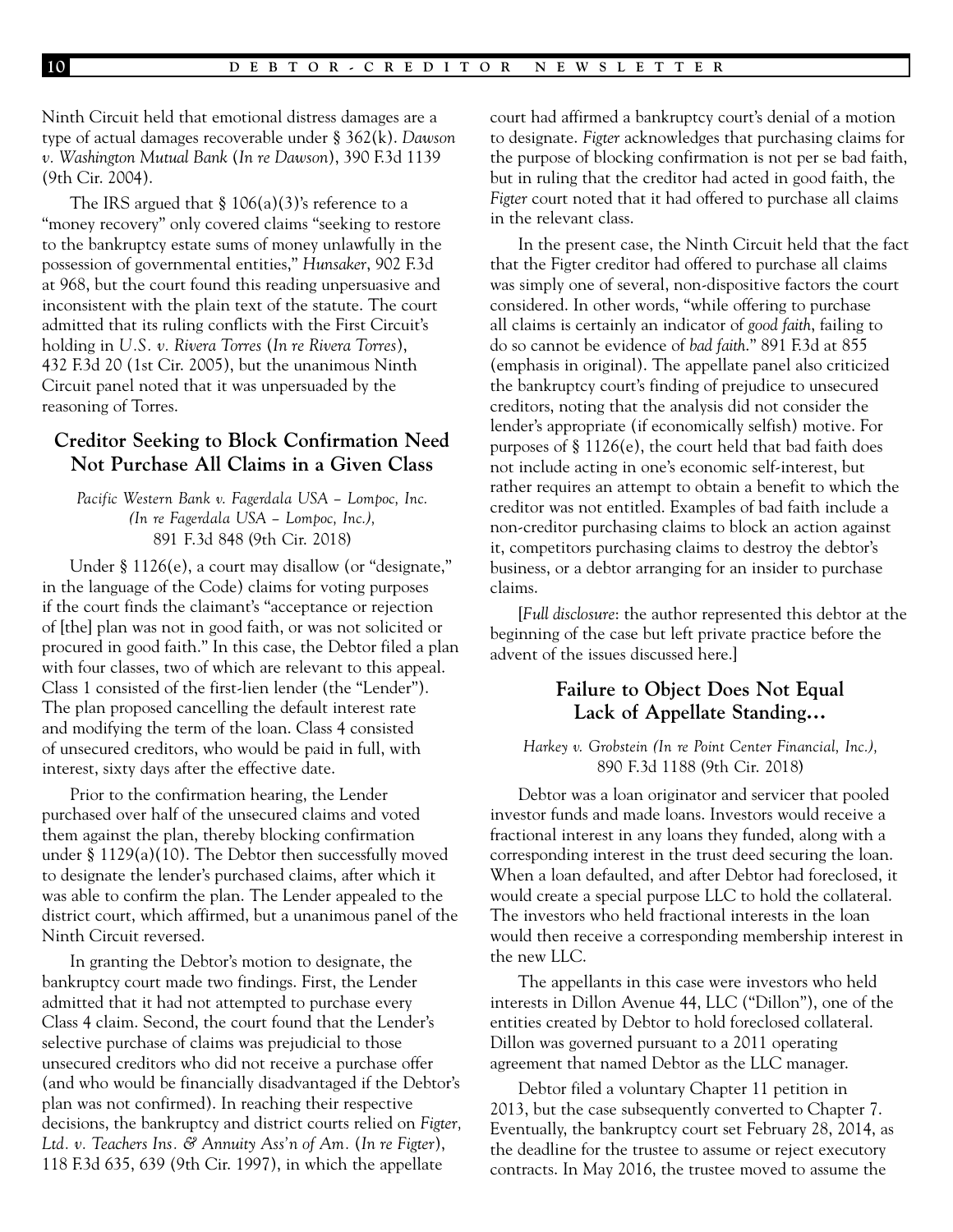Ninth Circuit held that emotional distress damages are a type of actual damages recoverable under § 362(k). *Dawson v. Washington Mutual Bank* (*In re Dawson*), 390 F.3d 1139 (9th Cir. 2004).

The IRS argued that § 106(a)(3)'s reference to a "money recovery" only covered claims "seeking to restore to the bankruptcy estate sums of money unlawfully in the possession of governmental entities," *Hunsaker*, 902 F.3d at 968, but the court found this reading unpersuasive and inconsistent with the plain text of the statute. The court admitted that its ruling conflicts with the First Circuit's holding in *U.S. v. Rivera Torres* (*In re Rivera Torres*), 432 F.3d 20 (1st Cir. 2005), but the unanimous Ninth Circuit panel noted that it was unpersuaded by the reasoning of Torres.

## Creditor Seeking to Block Confirmation Need Not Purchase All Claims in a Given Class

*Pacific Western Bank v. Fagerdala USA – Lompoc, Inc. (In re Fagerdala USA – Lompoc, Inc.),*
891 F.3d 848 (9th Cir. 2018)

Under § 1126(e), a court may disallow (or "designate," in the language of the Code) claims for voting purposes if the court finds the claimant's "acceptance or rejection of [the] plan was not in good faith, or was not solicited or procured in good faith." In this case, the Debtor filed a plan with four classes, two of which are relevant to this appeal. Class 1 consisted of the first-lien lender (the "Lender"). The plan proposed cancelling the default interest rate and modifying the term of the loan. Class 4 consisted of unsecured creditors, who would be paid in full, with interest, sixty days after the effective date.

Prior to the confirmation hearing, the Lender purchased over half of the unsecured claims and voted them against the plan, thereby blocking confirmation under § 1129(a)(10). The Debtor then successfully moved to designate the lender's purchased claims, after which it was able to confirm the plan. The Lender appealed to the district court, which affirmed, but a unanimous panel of the Ninth Circuit reversed.

In granting the Debtor's motion to designate, the bankruptcy court made two findings. First, the Lender admitted that it had not attempted to purchase every Class 4 claim. Second, the court found that the Lender's selective purchase of claims was prejudicial to those unsecured creditors who did not receive a purchase offer (and who would be financially disadvantaged if the Debtor's plan was not confirmed). In reaching their respective decisions, the bankruptcy and district courts relied on *Figter, Ltd. v. Teachers Ins. & Annuity Ass'n of Am.* (*In re Figter*), 118 F.3d 635, 639 (9th Cir. 1997), in which the appellate court had affirmed a bankruptcy court's denial of a motion to designate. *Figter* acknowledges that purchasing claims for the purpose of blocking confirmation is not per se bad faith, but in ruling that the creditor had acted in good faith, the *Figter* court noted that it had offered to purchase all claims in the relevant class.

In the present case, the Ninth Circuit held that the fact that the Figter creditor had offered to purchase all claims was simply one of several, non-dispositive factors the court considered. In other words, "while offering to purchase all claims is certainly an indicator of *good faith*, failing to do so cannot be evidence of *bad faith*." 891 F.3d at 855 (emphasis in original). The appellate panel also criticized the bankruptcy court's finding of prejudice to unsecured creditors, noting that the analysis did not consider the lender's appropriate (if economically selfish) motive. For purposes of § 1126(e), the court held that bad faith does not include acting in one's economic self-interest, but rather requires an attempt to obtain a benefit to which the creditor was not entitled. Examples of bad faith include a non-creditor purchasing claims to block an action against it, competitors purchasing claims to destroy the debtor's business, or a debtor arranging for an insider to purchase claims.

[*Full disclosure*: the author represented this debtor at the beginning of the case but left private practice before the advent of the issues discussed here.]

## Failure to Object Does Not Equal Lack of Appellate Standing…

*Harkey v. Grobstein (In re Point Center Financial, Inc.),*
890 F.3d 1188 (9th Cir. 2018)

Debtor was a loan originator and servicer that pooled investor funds and made loans. Investors would receive a fractional interest in any loans they funded, along with a corresponding interest in the trust deed securing the loan. When a loan defaulted, and after Debtor had foreclosed, it would create a special purpose LLC to hold the collateral. The investors who held fractional interests in the loan would then receive a corresponding membership interest in the new LLC.

The appellants in this case were investors who held interests in Dillon Avenue 44, LLC ("Dillon"), one of the entities created by Debtor to hold foreclosed collateral. Dillon was governed pursuant to a 2011 operating agreement that named Debtor as the LLC manager.

Debtor filed a voluntary Chapter 11 petition in 2013, but the case subsequently converted to Chapter 7. Eventually, the bankruptcy court set February 28, 2014, as the deadline for the trustee to assume or reject executory contracts. In May 2016, the trustee moved to assume the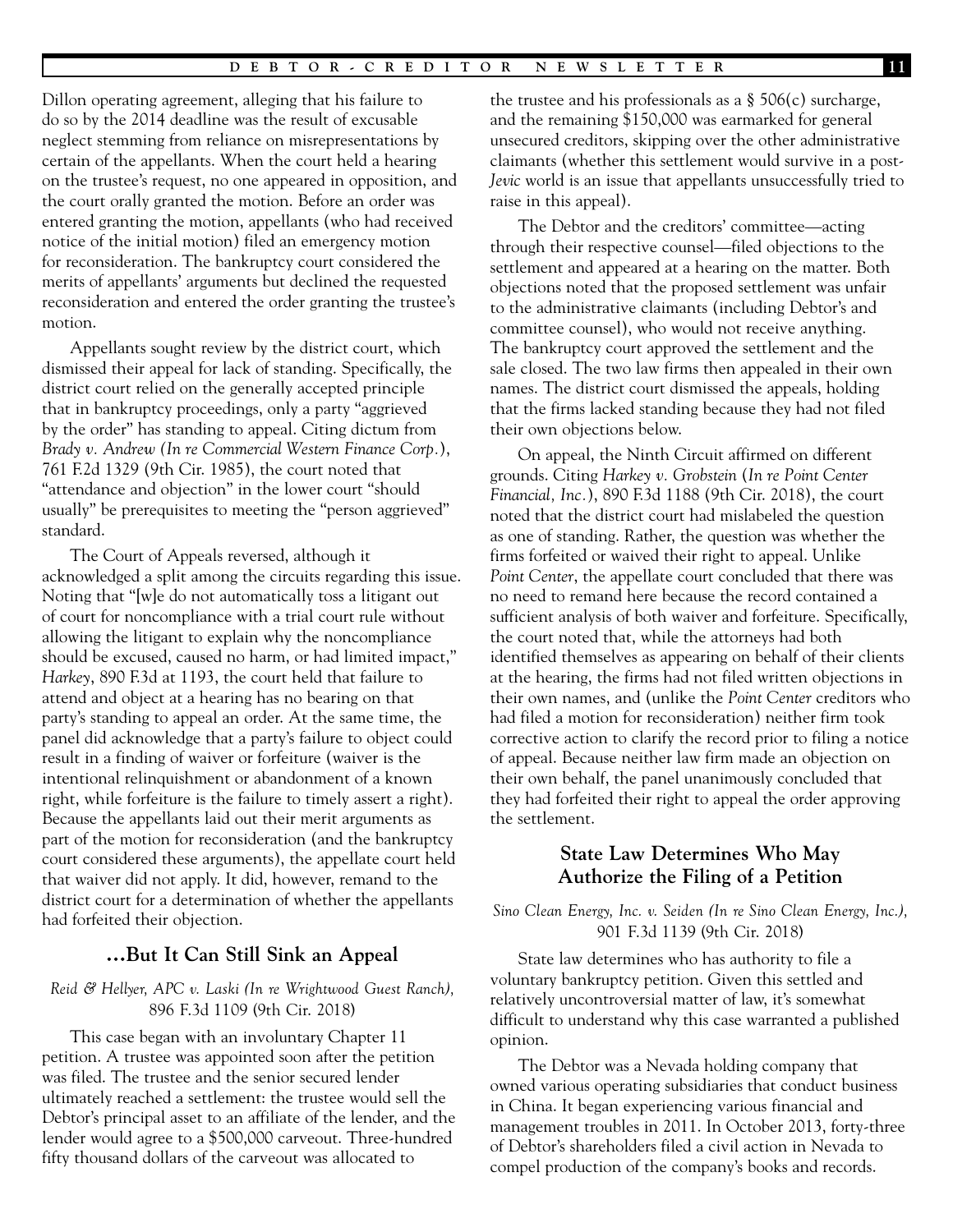Dillon operating agreement, alleging that his failure to do so by the 2014 deadline was the result of excusable neglect stemming from reliance on misrepresentations by certain of the appellants. When the court held a hearing on the trustee's request, no one appeared in opposition, and the court orally granted the motion. Before an order was entered granting the motion, appellants (who had received notice of the initial motion) filed an emergency motion for reconsideration. The bankruptcy court considered the merits of appellants' arguments but declined the requested reconsideration and entered the order granting the trustee's motion.

Appellants sought review by the district court, which dismissed their appeal for lack of standing. Specifically, the district court relied on the generally accepted principle that in bankruptcy proceedings, only a party "aggrieved by the order" has standing to appeal. Citing dictum from *Brady v. Andrew (In re Commercial Western Finance Corp.)*, 761 F.2d 1329 (9th Cir. 1985), the court noted that "attendance and objection" in the lower court "should usually" be prerequisites to meeting the "person aggrieved" standard.

The Court of Appeals reversed, although it acknowledged a split among the circuits regarding this issue. Noting that "[w]e do not automatically toss a litigant out of court for noncompliance with a trial court rule without allowing the litigant to explain why the noncompliance should be excused, caused no harm, or had limited impact," *Harkey*, 890 F.3d at 1193, the court held that failure to attend and object at a hearing has no bearing on that party's standing to appeal an order. At the same time, the panel did acknowledge that a party's failure to object could result in a finding of waiver or forfeiture (waiver is the intentional relinquishment or abandonment of a known right, while forfeiture is the failure to timely assert a right). Because the appellants laid out their merit arguments as part of the motion for reconsideration (and the bankruptcy court considered these arguments), the appellate court held that waiver did not apply. It did, however, remand to the district court for a determination of whether the appellants had forfeited their objection.

### ...But It Can Still Sink an Appeal

*Reid & Hellyer, APC v. Laski (In re Wrightwood Guest Ranch),* 896 F.3d 1109 (9th Cir. 2018)

This case began with an involuntary Chapter 11 petition. A trustee was appointed soon after the petition was filed. The trustee and the senior secured lender ultimately reached a settlement: the trustee would sell the Debtor's principal asset to an affiliate of the lender, and the lender would agree to a $500,000 carveout. Three-hundred fifty thousand dollars of the carveout was allocated to the trustee and his professionals as a § 506(c) surcharge, and the remaining $150,000 was earmarked for general unsecured creditors, skipping over the other administrative claimants (whether this settlement would survive in a post-*Jevic* world is an issue that appellants unsuccessfully tried to raise in this appeal).

The Debtor and the creditors' committee—acting through their respective counsel—filed objections to the settlement and appeared at a hearing on the matter. Both objections noted that the proposed settlement was unfair to the administrative claimants (including Debtor's and committee counsel), who would not receive anything. The bankruptcy court approved the settlement and the sale closed. The two law firms then appealed in their own names. The district court dismissed the appeals, holding that the firms lacked standing because they had not filed their own objections below.

On appeal, the Ninth Circuit affirmed on different grounds. Citing *Harkey v. Grobstein* (*In re Point Center Financial, Inc.*), 890 F.3d 1188 (9th Cir. 2018), the court noted that the district court had mislabeled the question as one of standing. Rather, the question was whether the firms forfeited or waived their right to appeal. Unlike *Point Center*, the appellate court concluded that there was no need to remand here because the record contained a sufficient analysis of both waiver and forfeiture. Specifically, the court noted that, while the attorneys had both identified themselves as appearing on behalf of their clients at the hearing, the firms had not filed written objections in their own names, and (unlike the *Point Center* creditors who had filed a motion for reconsideration) neither firm took corrective action to clarify the record prior to filing a notice of appeal. Because neither law firm made an objection on their own behalf, the panel unanimously concluded that they had forfeited their right to appeal the order approving the settlement.

### State Law Determines Who May Authorize the Filing of a Petition

*Sino Clean Energy, Inc. v. Seiden (In re Sino Clean Energy, Inc.),* 901 F.3d 1139 (9th Cir. 2018)

State law determines who has authority to file a voluntary bankruptcy petition. Given this settled and relatively uncontroversial matter of law, it's somewhat difficult to understand why this case warranted a published opinion.

The Debtor was a Nevada holding company that owned various operating subsidiaries that conduct business in China. It began experiencing various financial and management troubles in 2011. In October 2013, forty-three of Debtor's shareholders filed a civil action in Nevada to compel production of the company's books and records.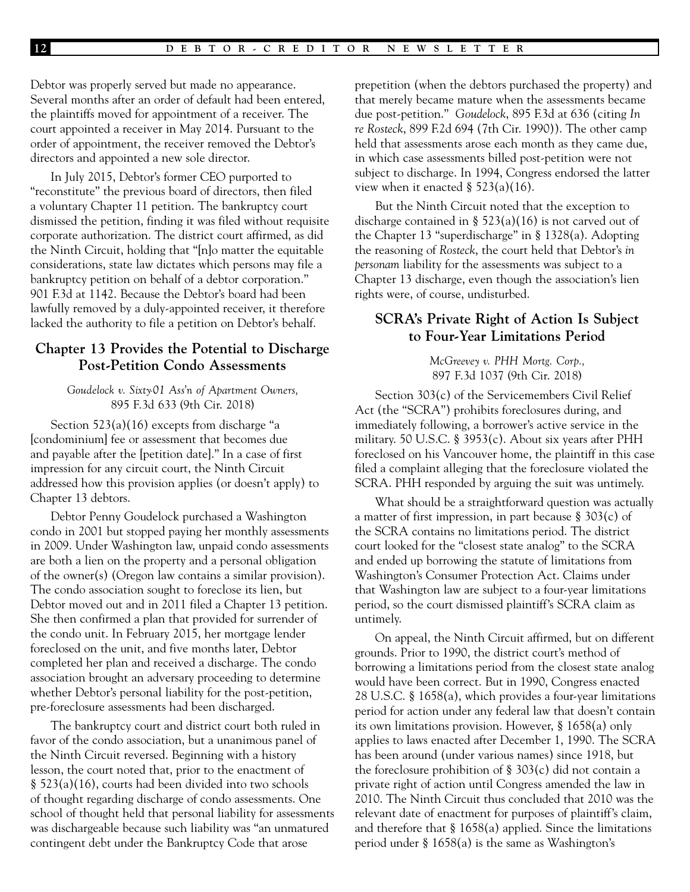Debtor was properly served but made no appearance. Several months after an order of default had been entered, the plaintiffs moved for appointment of a receiver. The court appointed a receiver in May 2014. Pursuant to the order of appointment, the receiver removed the Debtor's directors and appointed a new sole director.

In July 2015, Debtor's former CEO purported to "reconstitute" the previous board of directors, then filed a voluntary Chapter 11 petition. The bankruptcy court dismissed the petition, finding it was filed without requisite corporate authorization. The district court affirmed, as did the Ninth Circuit, holding that "[n]o matter the equitable considerations, state law dictates which persons may file a bankruptcy petition on behalf of a debtor corporation." 901 F.3d at 1142. Because the Debtor's board had been lawfully removed by a duly-appointed receiver, it therefore lacked the authority to file a petition on Debtor's behalf.

## Chapter 13 Provides the Potential to Discharge Post-Petition Condo Assessments

*Goudelock v. Sixty-01 Ass'n of Apartment Owners,*
895 F.3d 633 (9th Cir. 2018)

Section 523(a)(16) excepts from discharge "a [condominium] fee or assessment that becomes due and payable after the [petition date]." In a case of first impression for any circuit court, the Ninth Circuit addressed how this provision applies (or doesn't apply) to Chapter 13 debtors.

Debtor Penny Goudelock purchased a Washington condo in 2001 but stopped paying her monthly assessments in 2009. Under Washington law, unpaid condo assessments are both a lien on the property and a personal obligation of the owner(s) (Oregon law contains a similar provision). The condo association sought to foreclose its lien, but Debtor moved out and in 2011 filed a Chapter 13 petition. She then confirmed a plan that provided for surrender of the condo unit. In February 2015, her mortgage lender foreclosed on the unit, and five months later, Debtor completed her plan and received a discharge. The condo association brought an adversary proceeding to determine whether Debtor's personal liability for the post-petition, pre-foreclosure assessments had been discharged.

The bankruptcy court and district court both ruled in favor of the condo association, but a unanimous panel of the Ninth Circuit reversed. Beginning with a history lesson, the court noted that, prior to the enactment of § 523(a)(16), courts had been divided into two schools of thought regarding discharge of condo assessments. One school of thought held that personal liability for assessments was dischargeable because such liability was "an unmatured contingent debt under the Bankruptcy Code that arose prepetition (when the debtors purchased the property) and that merely became mature when the assessments became due post-petition." *Goudelock*, 895 F.3d at 636 (citing *In re Rosteck*, 899 F.2d 694 (7th Cir. 1990)). The other camp held that assessments arose each month as they came due, in which case assessments billed post-petition were not subject to discharge. In 1994, Congress endorsed the latter view when it enacted § 523(a)(16).

But the Ninth Circuit noted that the exception to discharge contained in § 523(a)(16) is not carved out of the Chapter 13 "superdischarge" in § 1328(a). Adopting the reasoning of *Rosteck*, the court held that Debtor's *in personam* liability for the assessments was subject to a Chapter 13 discharge, even though the association's lien rights were, of course, undisturbed.

## SCRA's Private Right of Action Is Subject to Four-Year Limitations Period

*McGreevey v. PHH Mortg. Corp.,*
897 F.3d 1037 (9th Cir. 2018)

Section 303(c) of the Servicemembers Civil Relief Act (the "SCRA") prohibits foreclosures during, and immediately following, a borrower's active service in the military. 50 U.S.C. § 3953(c). About six years after PHH foreclosed on his Vancouver home, the plaintiff in this case filed a complaint alleging that the foreclosure violated the SCRA. PHH responded by arguing the suit was untimely.

What should be a straightforward question was actually a matter of first impression, in part because § 303(c) of the SCRA contains no limitations period. The district court looked for the "closest state analog" to the SCRA and ended up borrowing the statute of limitations from Washington's Consumer Protection Act. Claims under that Washington law are subject to a four-year limitations period, so the court dismissed plaintiff's SCRA claim as untimely.

On appeal, the Ninth Circuit affirmed, but on different grounds. Prior to 1990, the district court's method of borrowing a limitations period from the closest state analog would have been correct. But in 1990, Congress enacted 28 U.S.C. § 1658(a), which provides a four-year limitations period for action under any federal law that doesn't contain its own limitations provision. However, § 1658(a) only applies to laws enacted after December 1, 1990. The SCRA has been around (under various names) since 1918, but the foreclosure prohibition of § 303(c) did not contain a private right of action until Congress amended the law in 2010. The Ninth Circuit thus concluded that 2010 was the relevant date of enactment for purposes of plaintiff's claim, and therefore that § 1658(a) applied. Since the limitations period under § 1658(a) is the same as Washington's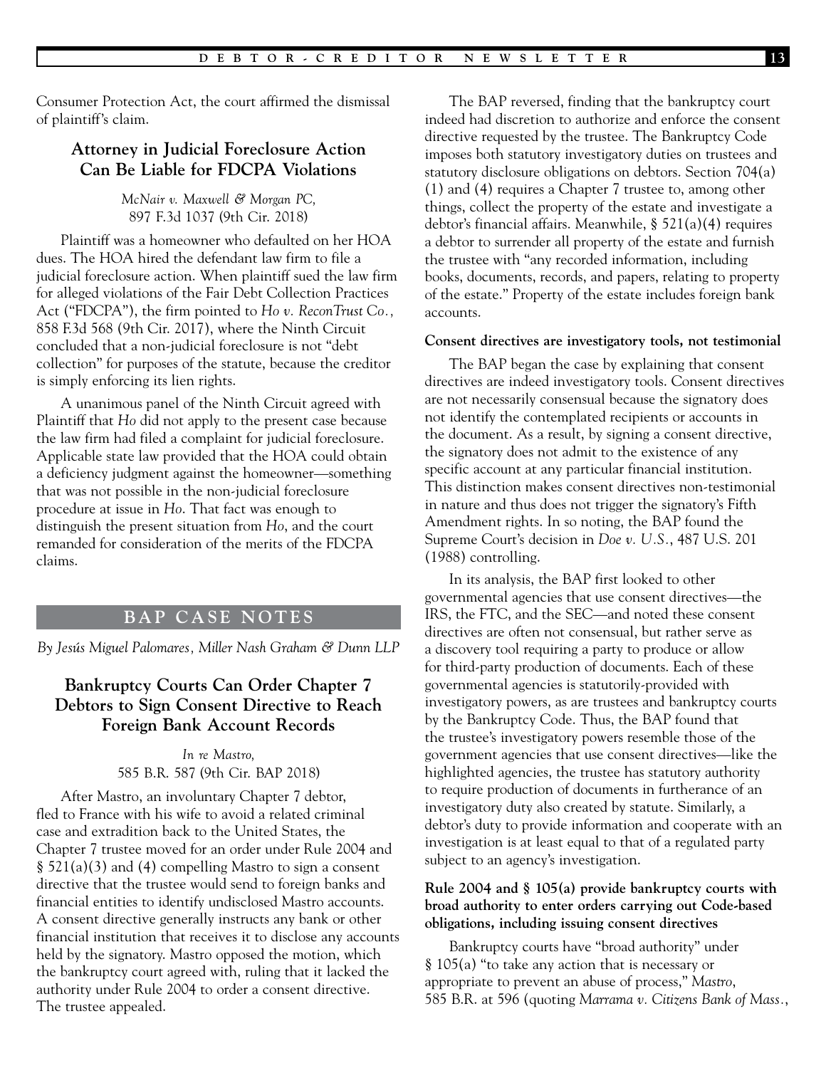Consumer Protection Act, the court affirmed the dismissal of plaintiff's claim.

### Attorney in Judicial Foreclosure Action Can Be Liable for FDCPA Violations

*McNair v. Maxwell & Morgan PC,*
897 F.3d 1037 (9th Cir. 2018)

Plaintiff was a homeowner who defaulted on her HOA dues. The HOA hired the defendant law firm to file a judicial foreclosure action. When plaintiff sued the law firm for alleged violations of the Fair Debt Collection Practices Act ("FDCPA"), the firm pointed to *Ho v. ReconTrust Co.,* 858 F.3d 568 (9th Cir. 2017), where the Ninth Circuit concluded that a non-judicial foreclosure is not "debt collection" for purposes of the statute, because the creditor is simply enforcing its lien rights.

A unanimous panel of the Ninth Circuit agreed with Plaintiff that *Ho* did not apply to the present case because the law firm had filed a complaint for judicial foreclosure. Applicable state law provided that the HOA could obtain a deficiency judgment against the homeowner—something that was not possible in the non-judicial foreclosure procedure at issue in *Ho*. That fact was enough to distinguish the present situation from *Ho*, and the court remanded for consideration of the merits of the FDCPA claims.

## BAP CASE NOTES

*By Jesús Miguel Palomares, Miller Nash Graham & Dunn LLP*

### Bankruptcy Courts Can Order Chapter 7 Debtors to Sign Consent Directive to Reach Foreign Bank Account Records

*In re Mastro,*
585 B.R. 587 (9th Cir. BAP 2018)

After Mastro, an involuntary Chapter 7 debtor, fled to France with his wife to avoid a related criminal case and extradition back to the United States, the Chapter 7 trustee moved for an order under Rule 2004 and § 521(a)(3) and (4) compelling Mastro to sign a consent directive that the trustee would send to foreign banks and financial entities to identify undisclosed Mastro accounts. A consent directive generally instructs any bank or other financial institution that receives it to disclose any accounts held by the signatory. Mastro opposed the motion, which the bankruptcy court agreed with, ruling that it lacked the authority under Rule 2004 to order a consent directive. The trustee appealed.

The BAP reversed, finding that the bankruptcy court indeed had discretion to authorize and enforce the consent directive requested by the trustee. The Bankruptcy Code imposes both statutory investigatory duties on trustees and statutory disclosure obligations on debtors. Section 704(a)(1) and (4) requires a Chapter 7 trustee to, among other things, collect the property of the estate and investigate a debtor's financial affairs. Meanwhile, § 521(a)(4) requires a debtor to surrender all property of the estate and furnish the trustee with "any recorded information, including books, documents, records, and papers, relating to property of the estate." Property of the estate includes foreign bank accounts.

**Consent directives are investigatory tools, not testimonial**

The BAP began the case by explaining that consent directives are indeed investigatory tools. Consent directives are not necessarily consensual because the signatory does not identify the contemplated recipients or accounts in the document. As a result, by signing a consent directive, the signatory does not admit to the existence of any specific account at any particular financial institution. This distinction makes consent directives non-testimonial in nature and thus does not trigger the signatory's Fifth Amendment rights. In so noting, the BAP found the Supreme Court's decision in *Doe v. U.S.*, 487 U.S. 201 (1988) controlling.

In its analysis, the BAP first looked to other governmental agencies that use consent directives—the IRS, the FTC, and the SEC—and noted these consent directives are often not consensual, but rather serve as a discovery tool requiring a party to produce or allow for third-party production of documents. Each of these governmental agencies is statutorily-provided with investigatory powers, as are trustees and bankruptcy courts by the Bankruptcy Code. Thus, the BAP found that the trustee's investigatory powers resemble those of the government agencies that use consent directives—like the highlighted agencies, the trustee has statutory authority to require production of documents in furtherance of an investigatory duty also created by statute. Similarly, a debtor's duty to provide information and cooperate with an investigation is at least equal to that of a regulated party subject to an agency's investigation.

**Rule 2004 and § 105(a) provide bankruptcy courts with broad authority to enter orders carrying out Code-based obligations, including issuing consent directives**

Bankruptcy courts have "broad authority" under § 105(a) "to take any action that is necessary or appropriate to prevent an abuse of process," *Mastro*, 585 B.R. at 596 (quoting *Marrama v. Citizens Bank of Mass.*,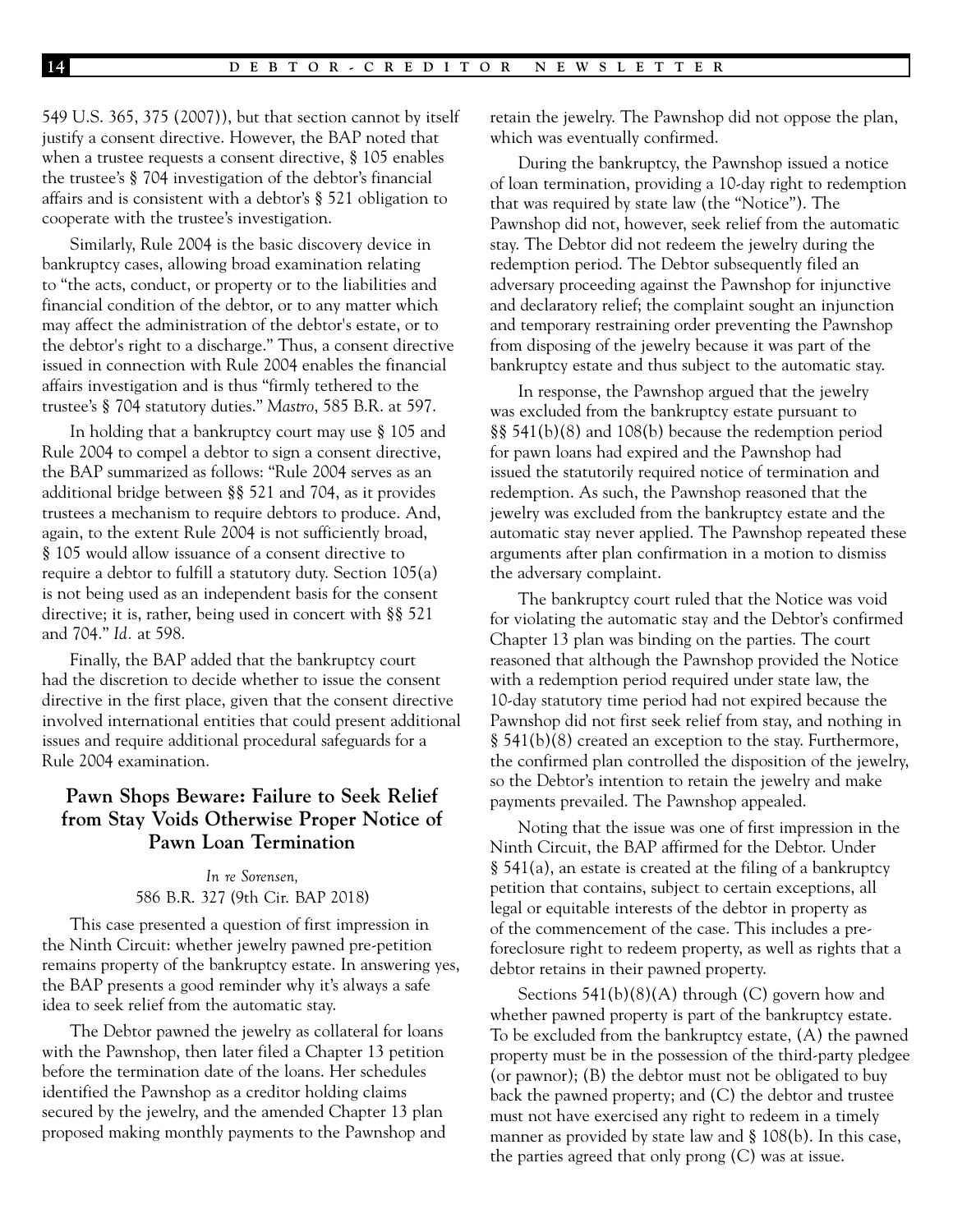549 U.S. 365, 375 (2007)), but that section cannot by itself justify a consent directive. However, the BAP noted that when a trustee requests a consent directive, § 105 enables the trustee's § 704 investigation of the debtor's financial affairs and is consistent with a debtor's § 521 obligation to cooperate with the trustee's investigation.

Similarly, Rule 2004 is the basic discovery device in bankruptcy cases, allowing broad examination relating to "the acts, conduct, or property or to the liabilities and financial condition of the debtor, or to any matter which may affect the administration of the debtor's estate, or to the debtor's right to a discharge." Thus, a consent directive issued in connection with Rule 2004 enables the financial affairs investigation and is thus "firmly tethered to the trustee's § 704 statutory duties." *Mastro*, 585 B.R. at 597.

In holding that a bankruptcy court may use § 105 and Rule 2004 to compel a debtor to sign a consent directive, the BAP summarized as follows: "Rule 2004 serves as an additional bridge between §§ 521 and 704, as it provides trustees a mechanism to require debtors to produce. And, again, to the extent Rule 2004 is not sufficiently broad, § 105 would allow issuance of a consent directive to require a debtor to fulfill a statutory duty. Section 105(a) is not being used as an independent basis for the consent directive; it is, rather, being used in concert with §§ 521 and 704." *Id.* at 598.

Finally, the BAP added that the bankruptcy court had the discretion to decide whether to issue the consent directive in the first place, given that the consent directive involved international entities that could present additional issues and require additional procedural safeguards for a Rule 2004 examination.

## Pawn Shops Beware: Failure to Seek Relief from Stay Voids Otherwise Proper Notice of Pawn Loan Termination

*In re Sorensen,*
586 B.R. 327 (9th Cir. BAP 2018)

This case presented a question of first impression in the Ninth Circuit: whether jewelry pawned pre-petition remains property of the bankruptcy estate. In answering yes, the BAP presents a good reminder why it's always a safe idea to seek relief from the automatic stay.

The Debtor pawned the jewelry as collateral for loans with the Pawnshop, then later filed a Chapter 13 petition before the termination date of the loans. Her schedules identified the Pawnshop as a creditor holding claims secured by the jewelry, and the amended Chapter 13 plan proposed making monthly payments to the Pawnshop and retain the jewelry. The Pawnshop did not oppose the plan, which was eventually confirmed.

During the bankruptcy, the Pawnshop issued a notice of loan termination, providing a 10-day right to redemption that was required by state law (the "Notice"). The Pawnshop did not, however, seek relief from the automatic stay. The Debtor did not redeem the jewelry during the redemption period. The Debtor subsequently filed an adversary proceeding against the Pawnshop for injunctive and declaratory relief; the complaint sought an injunction and temporary restraining order preventing the Pawnshop from disposing of the jewelry because it was part of the bankruptcy estate and thus subject to the automatic stay.

In response, the Pawnshop argued that the jewelry was excluded from the bankruptcy estate pursuant to §§ 541(b)(8) and 108(b) because the redemption period for pawn loans had expired and the Pawnshop had issued the statutorily required notice of termination and redemption. As such, the Pawnshop reasoned that the jewelry was excluded from the bankruptcy estate and the automatic stay never applied. The Pawnshop repeated these arguments after plan confirmation in a motion to dismiss the adversary complaint.

The bankruptcy court ruled that the Notice was void for violating the automatic stay and the Debtor's confirmed Chapter 13 plan was binding on the parties. The court reasoned that although the Pawnshop provided the Notice with a redemption period required under state law, the 10-day statutory time period had not expired because the Pawnshop did not first seek relief from stay, and nothing in § 541(b)(8) created an exception to the stay. Furthermore, the confirmed plan controlled the disposition of the jewelry, so the Debtor's intention to retain the jewelry and make payments prevailed. The Pawnshop appealed.

Noting that the issue was one of first impression in the Ninth Circuit, the BAP affirmed for the Debtor. Under § 541(a), an estate is created at the filing of a bankruptcy petition that contains, subject to certain exceptions, all legal or equitable interests of the debtor in property as of the commencement of the case. This includes a pre-foreclosure right to redeem property, as well as rights that a debtor retains in their pawned property.

Sections 541(b)(8)(A) through (C) govern how and whether pawned property is part of the bankruptcy estate. To be excluded from the bankruptcy estate, (A) the pawned property must be in the possession of the third-party pledgee (or pawnor); (B) the debtor must not be obligated to buy back the pawned property; and (C) the debtor and trustee must not have exercised any right to redeem in a timely manner as provided by state law and § 108(b). In this case, the parties agreed that only prong (C) was at issue.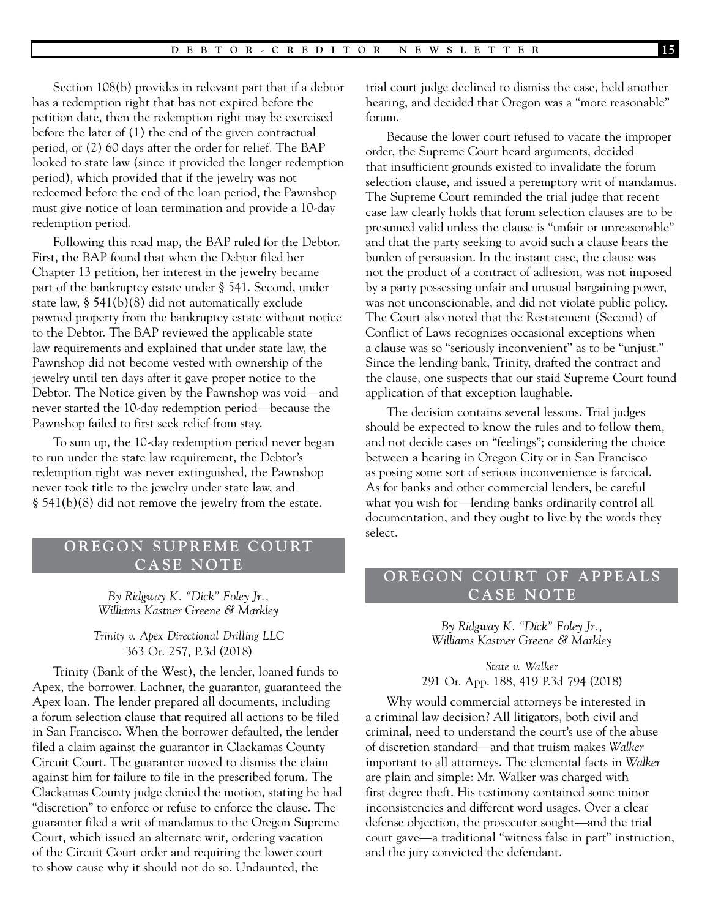Section 108(b) provides in relevant part that if a debtor has a redemption right that has not expired before the petition date, then the redemption right may be exercised before the later of (1) the end of the given contractual period, or (2) 60 days after the order for relief. The BAP looked to state law (since it provided the longer redemption period), which provided that if the jewelry was not redeemed before the end of the loan period, the Pawnshop must give notice of loan termination and provide a 10-day redemption period.

Following this road map, the BAP ruled for the Debtor. First, the BAP found that when the Debtor filed her Chapter 13 petition, her interest in the jewelry became part of the bankruptcy estate under § 541. Second, under state law, § 541(b)(8) did not automatically exclude pawned property from the bankruptcy estate without notice to the Debtor. The BAP reviewed the applicable state law requirements and explained that under state law, the Pawnshop did not become vested with ownership of the jewelry until ten days after it gave proper notice to the Debtor. The Notice given by the Pawnshop was void—and never started the 10-day redemption period—because the Pawnshop failed to first seek relief from stay.

To sum up, the 10-day redemption period never began to run under the state law requirement, the Debtor's redemption right was never extinguished, the Pawnshop never took title to the jewelry under state law, and § 541(b)(8) did not remove the jewelry from the estate.

## OREGON SUPREME COURT CASE NOTE

*By Ridgway K. "Dick" Foley Jr., Williams Kastner Greene & Markley*

*Trinity v. Apex Directional Drilling LLC*
363 Or. 257, P.3d (2018)

Trinity (Bank of the West), the lender, loaned funds to Apex, the borrower. Lachner, the guarantor, guaranteed the Apex loan. The lender prepared all documents, including a forum selection clause that required all actions to be filed in San Francisco. When the borrower defaulted, the lender filed a claim against the guarantor in Clackamas County Circuit Court. The guarantor moved to dismiss the claim against him for failure to file in the prescribed forum. The Clackamas County judge denied the motion, stating he had "discretion" to enforce or refuse to enforce the clause. The guarantor filed a writ of mandamus to the Oregon Supreme Court, which issued an alternate writ, ordering vacation of the Circuit Court order and requiring the lower court to show cause why it should not do so. Undaunted, the trial court judge declined to dismiss the case, held another hearing, and decided that Oregon was a "more reasonable" forum.

Because the lower court refused to vacate the improper order, the Supreme Court heard arguments, decided that insufficient grounds existed to invalidate the forum selection clause, and issued a peremptory writ of mandamus. The Supreme Court reminded the trial judge that recent case law clearly holds that forum selection clauses are to be presumed valid unless the clause is "unfair or unreasonable" and that the party seeking to avoid such a clause bears the burden of persuasion. In the instant case, the clause was not the product of a contract of adhesion, was not imposed by a party possessing unfair and unusual bargaining power, was not unconscionable, and did not violate public policy. The Court also noted that the Restatement (Second) of Conflict of Laws recognizes occasional exceptions when a clause was so "seriously inconvenient" as to be "unjust." Since the lending bank, Trinity, drafted the contract and the clause, one suspects that our staid Supreme Court found application of that exception laughable.

The decision contains several lessons. Trial judges should be expected to know the rules and to follow them, and not decide cases on "feelings"; considering the choice between a hearing in Oregon City or in San Francisco as posing some sort of serious inconvenience is farcical. As for banks and other commercial lenders, be careful what you wish for—lending banks ordinarily control all documentation, and they ought to live by the words they select.

## OREGON COURT OF APPEALS CASE NOTE

*By Ridgway K. "Dick" Foley Jr., Williams Kastner Greene & Markley*

*State v. Walker*
291 Or. App. 188, 419 P.3d 794 (2018)

Why would commercial attorneys be interested in a criminal law decision? All litigators, both civil and criminal, need to understand the court's use of the abuse of discretion standard—and that truism makes *Walker* important to all attorneys. The elemental facts in *Walker* are plain and simple: Mr. Walker was charged with first degree theft. His testimony contained some minor inconsistencies and different word usages. Over a clear defense objection, the prosecutor sought—and the trial court gave—a traditional "witness false in part" instruction, and the jury convicted the defendant.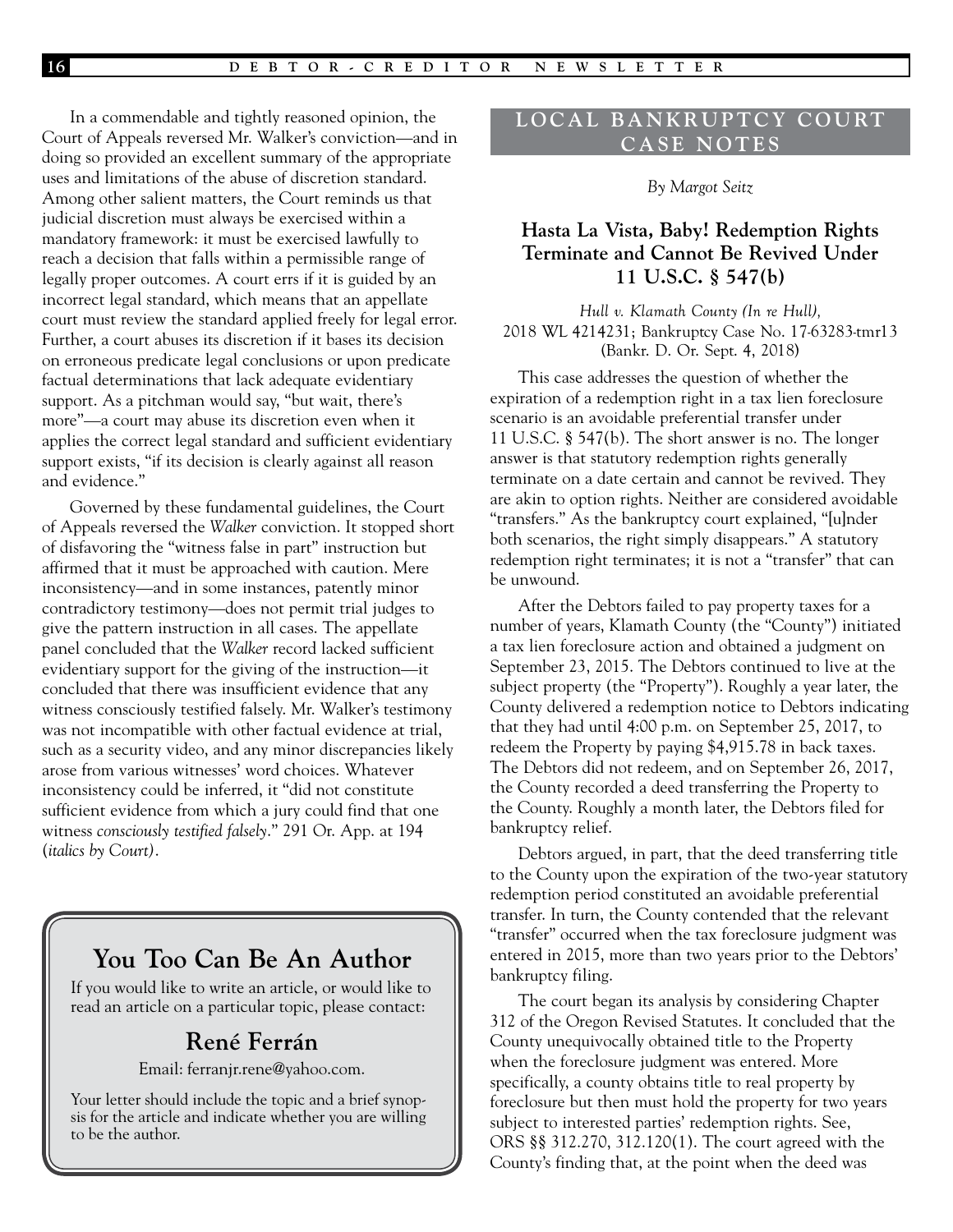In a commendable and tightly reasoned opinion, the Court of Appeals reversed Mr. Walker's conviction—and in doing so provided an excellent summary of the appropriate uses and limitations of the abuse of discretion standard. Among other salient matters, the Court reminds us that judicial discretion must always be exercised within a mandatory framework: it must be exercised lawfully to reach a decision that falls within a permissible range of legally proper outcomes. A court errs if it is guided by an incorrect legal standard, which means that an appellate court must review the standard applied freely for legal error. Further, a court abuses its discretion if it bases its decision on erroneous predicate legal conclusions or upon predicate factual determinations that lack adequate evidentiary support. As a pitchman would say, "but wait, there's more"—a court may abuse its discretion even when it applies the correct legal standard and sufficient evidentiary support exists, "if its decision is clearly against all reason and evidence."

Governed by these fundamental guidelines, the Court of Appeals reversed the *Walker* conviction. It stopped short of disfavoring the "witness false in part" instruction but affirmed that it must be approached with caution. Mere inconsistency—and in some instances, patently minor contradictory testimony—does not permit trial judges to give the pattern instruction in all cases. The appellate panel concluded that the *Walker* record lacked sufficient evidentiary support for the giving of the instruction—it concluded that there was insufficient evidence that any witness consciously testified falsely. Mr. Walker's testimony was not incompatible with other factual evidence at trial, such as a security video, and any minor discrepancies likely arose from various witnesses' word choices. Whatever inconsistency could be inferred, it "did not constitute sufficient evidence from which a jury could find that one witness *consciously testified falsely*." 291 Or. App. at 194 (*italics by Court)*.

## You Too Can Be An Author

If you would like to write an article, or would like to read an article on a particular topic, please contact:

### René Ferrán

Email: ferranjr.rene@yahoo.com.

Your letter should include the topic and a brief synopsis for the article and indicate whether you are willing to be the author.

## LOCAL BANKRUPTCY COURT CASE NOTES

*By Margot Seitz*

### Hasta La Vista, Baby! Redemption Rights Terminate and Cannot Be Revived Under 11 U.S.C. § 547(b)

*Hull v. Klamath County (In re Hull),*
2018 WL 4214231; Bankruptcy Case No. 17-63283-tmr13
(Bankr. D. Or. Sept. 4, 2018)

This case addresses the question of whether the expiration of a redemption right in a tax lien foreclosure scenario is an avoidable preferential transfer under 11 U.S.C. § 547(b). The short answer is no. The longer answer is that statutory redemption rights generally terminate on a date certain and cannot be revived. They are akin to option rights. Neither are considered avoidable "transfers." As the bankruptcy court explained, "[u]nder both scenarios, the right simply disappears." A statutory redemption right terminates; it is not a "transfer" that can be unwound.

After the Debtors failed to pay property taxes for a number of years, Klamath County (the "County") initiated a tax lien foreclosure action and obtained a judgment on September 23, 2015. The Debtors continued to live at the subject property (the "Property"). Roughly a year later, the County delivered a redemption notice to Debtors indicating that they had until 4:00 p.m. on September 25, 2017, to redeem the Property by paying $4,915.78 in back taxes. The Debtors did not redeem, and on September 26, 2017, the County recorded a deed transferring the Property to the County. Roughly a month later, the Debtors filed for bankruptcy relief.

Debtors argued, in part, that the deed transferring title to the County upon the expiration of the two-year statutory redemption period constituted an avoidable preferential transfer. In turn, the County contended that the relevant "transfer" occurred when the tax foreclosure judgment was entered in 2015, more than two years prior to the Debtors' bankruptcy filing.

The court began its analysis by considering Chapter 312 of the Oregon Revised Statutes. It concluded that the County unequivocally obtained title to the Property when the foreclosure judgment was entered. More specifically, a county obtains title to real property by foreclosure but then must hold the property for two years subject to interested parties' redemption rights. See, ORS §§ 312.270, 312.120(1). The court agreed with the County's finding that, at the point when the deed was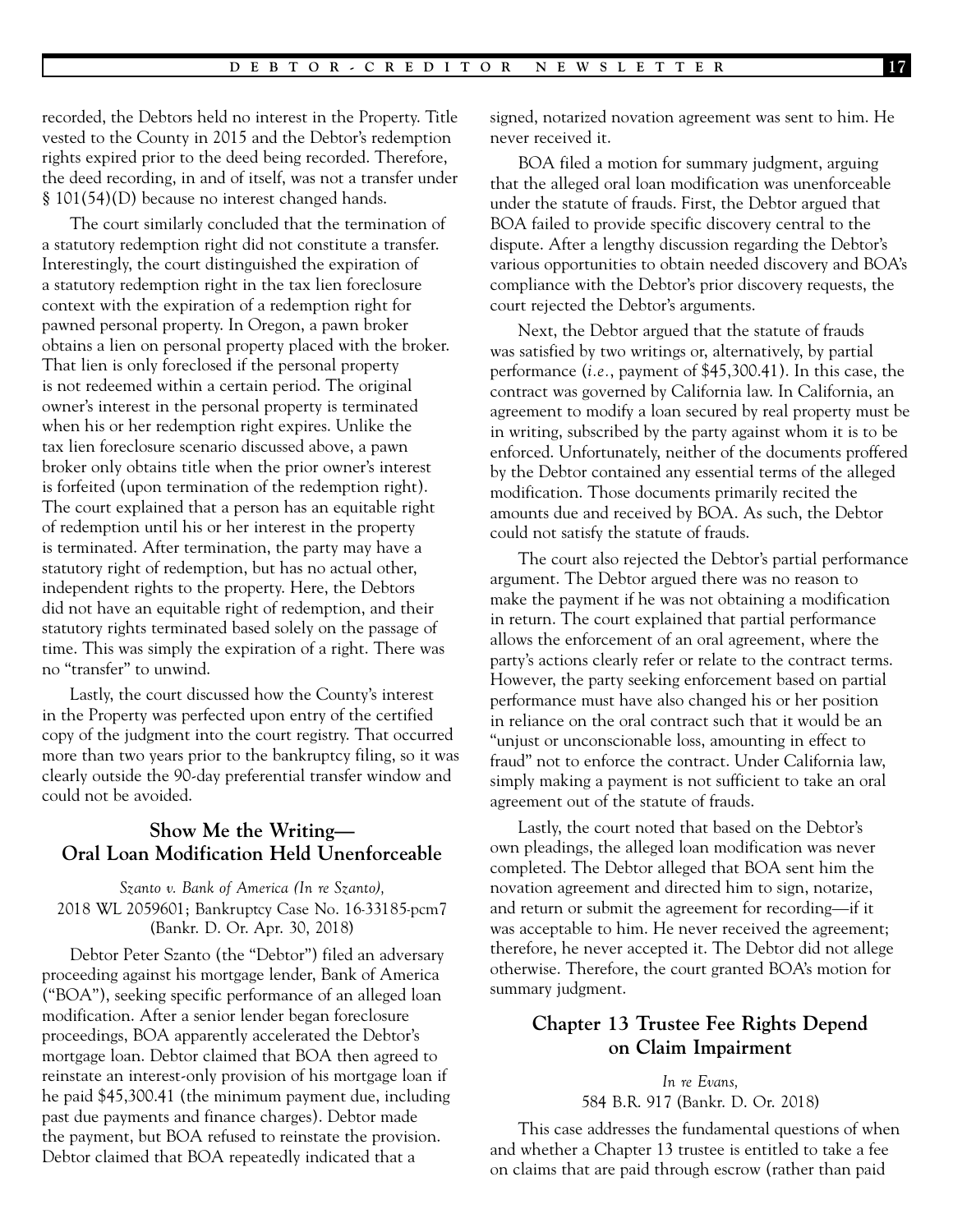recorded, the Debtors held no interest in the Property. Title vested to the County in 2015 and the Debtor's redemption rights expired prior to the deed being recorded. Therefore, the deed recording, in and of itself, was not a transfer under § 101(54)(D) because no interest changed hands.

The court similarly concluded that the termination of a statutory redemption right did not constitute a transfer. Interestingly, the court distinguished the expiration of a statutory redemption right in the tax lien foreclosure context with the expiration of a redemption right for pawned personal property. In Oregon, a pawn broker obtains a lien on personal property placed with the broker. That lien is only foreclosed if the personal property is not redeemed within a certain period. The original owner's interest in the personal property is terminated when his or her redemption right expires. Unlike the tax lien foreclosure scenario discussed above, a pawn broker only obtains title when the prior owner's interest is forfeited (upon termination of the redemption right). The court explained that a person has an equitable right of redemption until his or her interest in the property is terminated. After termination, the party may have a statutory right of redemption, but has no actual other, independent rights to the property. Here, the Debtors did not have an equitable right of redemption, and their statutory rights terminated based solely on the passage of time. This was simply the expiration of a right. There was no "transfer" to unwind.

Lastly, the court discussed how the County's interest in the Property was perfected upon entry of the certified copy of the judgment into the court registry. That occurred more than two years prior to the bankruptcy filing, so it was clearly outside the 90-day preferential transfer window and could not be avoided.

## Show Me the Writing—Oral Loan Modification Held Unenforceable

*Szanto v. Bank of America (In re Szanto),*
2018 WL 2059601; Bankruptcy Case No. 16-33185-pcm7 (Bankr. D. Or. Apr. 30, 2018)

Debtor Peter Szanto (the "Debtor") filed an adversary proceeding against his mortgage lender, Bank of America ("BOA"), seeking specific performance of an alleged loan modification. After a senior lender began foreclosure proceedings, BOA apparently accelerated the Debtor's mortgage loan. Debtor claimed that BOA then agreed to reinstate an interest-only provision of his mortgage loan if he paid $45,300.41 (the minimum payment due, including past due payments and finance charges). Debtor made the payment, but BOA refused to reinstate the provision. Debtor claimed that BOA repeatedly indicated that a signed, notarized novation agreement was sent to him. He never received it.

BOA filed a motion for summary judgment, arguing that the alleged oral loan modification was unenforceable under the statute of frauds. First, the Debtor argued that BOA failed to provide specific discovery central to the dispute. After a lengthy discussion regarding the Debtor's various opportunities to obtain needed discovery and BOA's compliance with the Debtor's prior discovery requests, the court rejected the Debtor's arguments.

Next, the Debtor argued that the statute of frauds was satisfied by two writings or, alternatively, by partial performance (*i.e.*, payment of $45,300.41). In this case, the contract was governed by California law. In California, an agreement to modify a loan secured by real property must be in writing, subscribed by the party against whom it is to be enforced. Unfortunately, neither of the documents proffered by the Debtor contained any essential terms of the alleged modification. Those documents primarily recited the amounts due and received by BOA. As such, the Debtor could not satisfy the statute of frauds.

The court also rejected the Debtor's partial performance argument. The Debtor argued there was no reason to make the payment if he was not obtaining a modification in return. The court explained that partial performance allows the enforcement of an oral agreement, where the party's actions clearly refer or relate to the contract terms. However, the party seeking enforcement based on partial performance must have also changed his or her position in reliance on the oral contract such that it would be an "unjust or unconscionable loss, amounting in effect to fraud" not to enforce the contract. Under California law, simply making a payment is not sufficient to take an oral agreement out of the statute of frauds.

Lastly, the court noted that based on the Debtor's own pleadings, the alleged loan modification was never completed. The Debtor alleged that BOA sent him the novation agreement and directed him to sign, notarize, and return or submit the agreement for recording—if it was acceptable to him. He never received the agreement; therefore, he never accepted it. The Debtor did not allege otherwise. Therefore, the court granted BOA's motion for summary judgment.

## Chapter 13 Trustee Fee Rights Depend on Claim Impairment

*In re Evans,*
584 B.R. 917 (Bankr. D. Or. 2018)

This case addresses the fundamental questions of when and whether a Chapter 13 trustee is entitled to take a fee on claims that are paid through escrow (rather than paid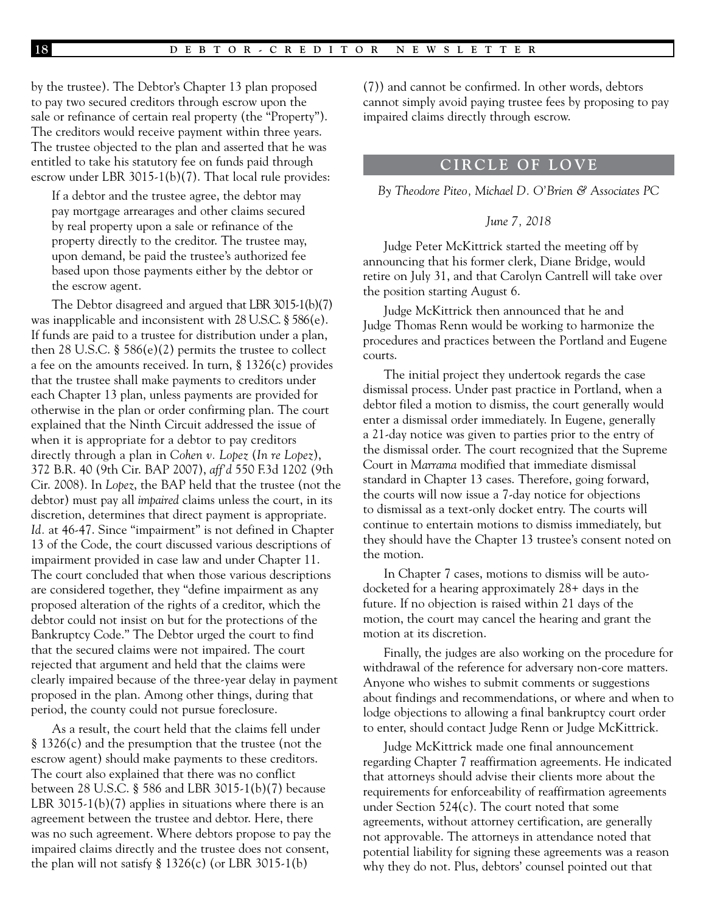by the trustee). The Debtor's Chapter 13 plan proposed to pay two secured creditors through escrow upon the sale or refinance of certain real property (the "Property"). The creditors would receive payment within three years. The trustee objected to the plan and asserted that he was entitled to take his statutory fee on funds paid through escrow under LBR 3015-1(b)(7). That local rule provides:

> If a debtor and the trustee agree, the debtor may pay mortgage arrearages and other claims secured by real property upon a sale or refinance of the property directly to the creditor. The trustee may, upon demand, be paid the trustee's authorized fee based upon those payments either by the debtor or the escrow agent.

The Debtor disagreed and argued that LBR 3015-1(b)(7) was inapplicable and inconsistent with 28 U.S.C. § 586(e). If funds are paid to a trustee for distribution under a plan, then 28 U.S.C. § 586(e)(2) permits the trustee to collect a fee on the amounts received. In turn, § 1326(c) provides that the trustee shall make payments to creditors under each Chapter 13 plan, unless payments are provided for otherwise in the plan or order confirming plan. The court explained that the Ninth Circuit addressed the issue of when it is appropriate for a debtor to pay creditors directly through a plan in *Cohen v. Lopez* (*In re Lopez*), 372 B.R. 40 (9th Cir. BAP 2007), *aff'd* 550 F.3d 1202 (9th Cir. 2008). In *Lopez*, the BAP held that the trustee (not the debtor) must pay all *impaired* claims unless the court, in its discretion, determines that direct payment is appropriate. *Id.* at 46-47. Since "impairment" is not defined in Chapter 13 of the Code, the court discussed various descriptions of impairment provided in case law and under Chapter 11. The court concluded that when those various descriptions are considered together, they "define impairment as any proposed alteration of the rights of a creditor, which the debtor could not insist on but for the protections of the Bankruptcy Code." The Debtor urged the court to find that the secured claims were not impaired. The court rejected that argument and held that the claims were clearly impaired because of the three-year delay in payment proposed in the plan. Among other things, during that period, the county could not pursue foreclosure.

As a result, the court held that the claims fell under § 1326(c) and the presumption that the trustee (not the escrow agent) should make payments to these creditors. The court also explained that there was no conflict between 28 U.S.C. § 586 and LBR 3015-1(b)(7) because LBR 3015-1(b)(7) applies in situations where there is an agreement between the trustee and debtor. Here, there was no such agreement. Where debtors propose to pay the impaired claims directly and the trustee does not consent, the plan will not satisfy § 1326(c) (or LBR 3015-1(b)(7)) and cannot be confirmed. In other words, debtors cannot simply avoid paying trustee fees by proposing to pay impaired claims directly through escrow.

## CIRCLE OF LOVE

*By Theodore Piteo, Michael D. O'Brien & Associates PC*

*June 7, 2018*

Judge Peter McKittrick started the meeting off by announcing that his former clerk, Diane Bridge, would retire on July 31, and that Carolyn Cantrell will take over the position starting August 6.

Judge McKittrick then announced that he and Judge Thomas Renn would be working to harmonize the procedures and practices between the Portland and Eugene courts.

The initial project they undertook regards the case dismissal process. Under past practice in Portland, when a debtor filed a motion to dismiss, the court generally would enter a dismissal order immediately. In Eugene, generally a 21-day notice was given to parties prior to the entry of the dismissal order. The court recognized that the Supreme Court in *Marrama* modified that immediate dismissal standard in Chapter 13 cases. Therefore, going forward, the courts will now issue a 7-day notice for objections to dismissal as a text-only docket entry. The courts will continue to entertain motions to dismiss immediately, but they should have the Chapter 13 trustee's consent noted on the motion.

In Chapter 7 cases, motions to dismiss will be auto-docketed for a hearing approximately 28+ days in the future. If no objection is raised within 21 days of the motion, the court may cancel the hearing and grant the motion at its discretion.

Finally, the judges are also working on the procedure for withdrawal of the reference for adversary non-core matters. Anyone who wishes to submit comments or suggestions about findings and recommendations, or where and when to lodge objections to allowing a final bankruptcy court order to enter, should contact Judge Renn or Judge McKittrick.

Judge McKittrick made one final announcement regarding Chapter 7 reaffirmation agreements. He indicated that attorneys should advise their clients more about the requirements for enforceability of reaffirmation agreements under Section 524(c). The court noted that some agreements, without attorney certification, are generally not approvable. The attorneys in attendance noted that potential liability for signing these agreements was a reason why they do not. Plus, debtors' counsel pointed out that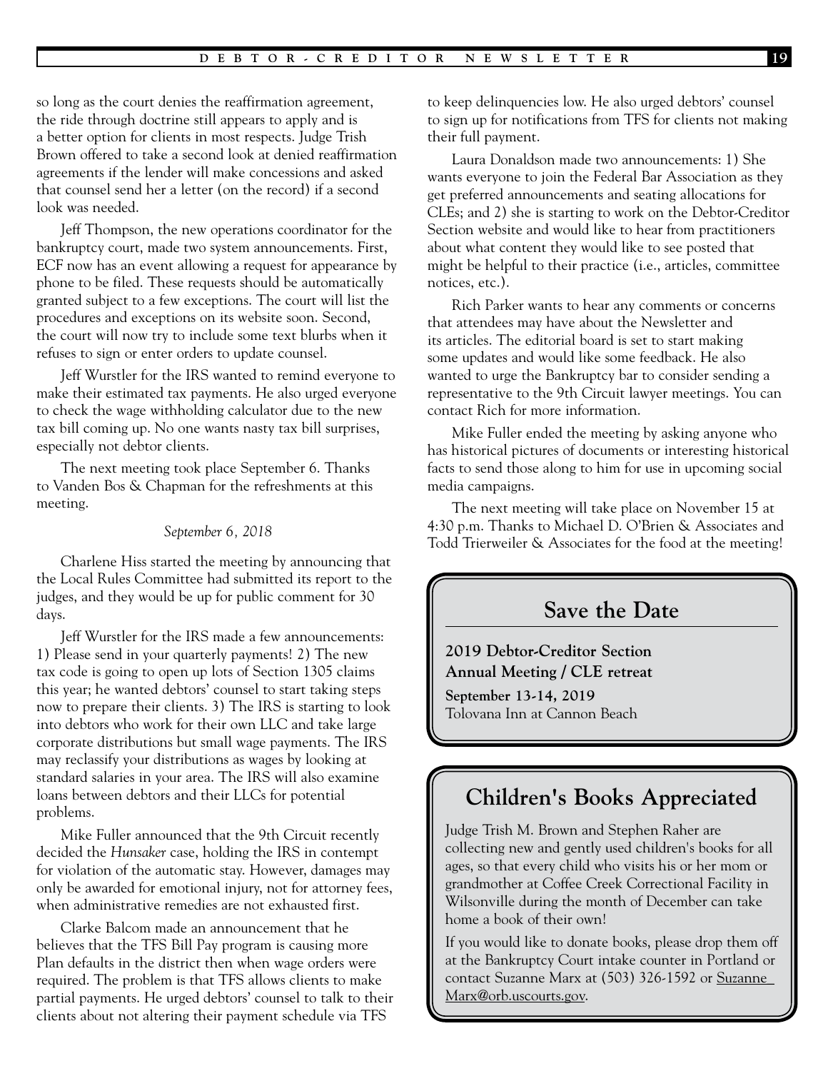so long as the court denies the reaffirmation agreement, the ride through doctrine still appears to apply and is a better option for clients in most respects. Judge Trish Brown offered to take a second look at denied reaffirmation agreements if the lender will make concessions and asked that counsel send her a letter (on the record) if a second look was needed.

Jeff Thompson, the new operations coordinator for the bankruptcy court, made two system announcements. First, ECF now has an event allowing a request for appearance by phone to be filed. These requests should be automatically granted subject to a few exceptions. The court will list the procedures and exceptions on its website soon. Second, the court will now try to include some text blurbs when it refuses to sign or enter orders to update counsel.

Jeff Wurstler for the IRS wanted to remind everyone to make their estimated tax payments. He also urged everyone to check the wage withholding calculator due to the new tax bill coming up. No one wants nasty tax bill surprises, especially not debtor clients.

The next meeting took place September 6. Thanks to Vanden Bos & Chapman for the refreshments at this meeting.

*September 6, 2018*

Charlene Hiss started the meeting by announcing that the Local Rules Committee had submitted its report to the judges, and they would be up for public comment for 30 days.

Jeff Wurstler for the IRS made a few announcements: 1) Please send in your quarterly payments! 2) The new tax code is going to open up lots of Section 1305 claims this year; he wanted debtors' counsel to start taking steps now to prepare their clients. 3) The IRS is starting to look into debtors who work for their own LLC and take large corporate distributions but small wage payments. The IRS may reclassify your distributions as wages by looking at standard salaries in your area. The IRS will also examine loans between debtors and their LLCs for potential problems.

Mike Fuller announced that the 9th Circuit recently decided the *Hunsaker* case, holding the IRS in contempt for violation of the automatic stay. However, damages may only be awarded for emotional injury, not for attorney fees, when administrative remedies are not exhausted first.

Clarke Balcom made an announcement that he believes that the TFS Bill Pay program is causing more Plan defaults in the district then when wage orders were required. The problem is that TFS allows clients to make partial payments. He urged debtors' counsel to talk to their clients about not altering their payment schedule via TFS to keep delinquencies low. He also urged debtors' counsel to sign up for notifications from TFS for clients not making their full payment.

Laura Donaldson made two announcements: 1) She wants everyone to join the Federal Bar Association as they get preferred announcements and seating allocations for CLEs; and 2) she is starting to work on the Debtor-Creditor Section website and would like to hear from practitioners about what content they would like to see posted that might be helpful to their practice (i.e., articles, committee notices, etc.).

Rich Parker wants to hear any comments or concerns that attendees may have about the Newsletter and its articles. The editorial board is set to start making some updates and would like some feedback. He also wanted to urge the Bankruptcy bar to consider sending a representative to the 9th Circuit lawyer meetings. You can contact Rich for more information.

Mike Fuller ended the meeting by asking anyone who has historical pictures of documents or interesting historical facts to send those along to him for use in upcoming social media campaigns.

The next meeting will take place on November 15 at 4:30 p.m. Thanks to Michael D. O'Brien & Associates and Todd Trierweiler & Associates for the food at the meeting!

## Save the Date

**2019 Debtor-Creditor Section Annual Meeting / CLE retreat**

**September 13-14, 2019**
Tolovana Inn at Cannon Beach

## Children's Books Appreciated

Judge Trish M. Brown and Stephen Raher are collecting new and gently used children's books for all ages, so that every child who visits his or her mom or grandmother at Coffee Creek Correctional Facility in Wilsonville during the month of December can take home a book of their own!

If you would like to donate books, please drop them off at the Bankruptcy Court intake counter in Portland or contact Suzanne Marx at (503) 326-1592 or Suzanne_Marx@orb.uscourts.gov.